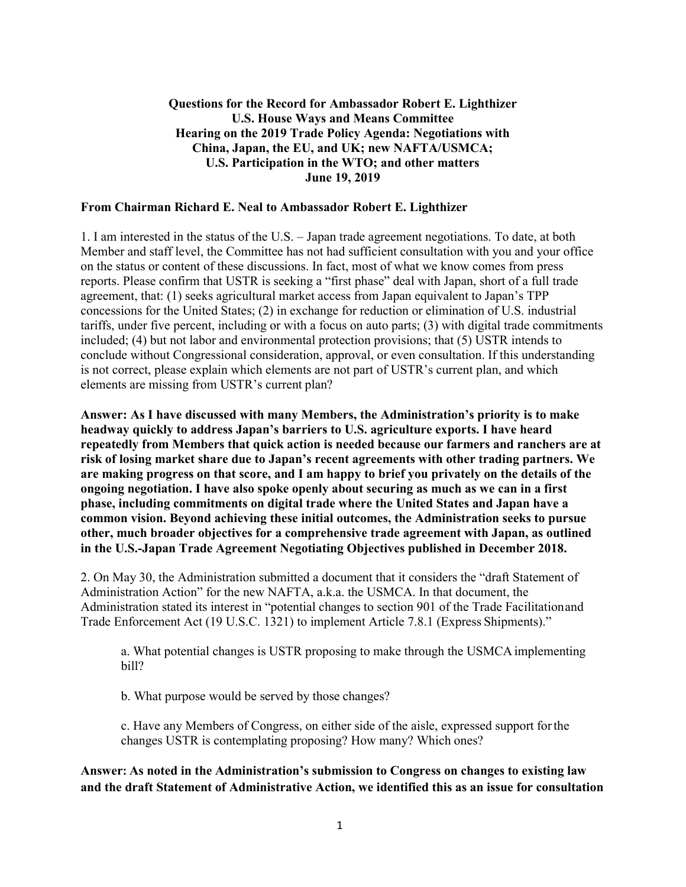**Questions for the Record for Ambassador Robert E. Lighthizer**
**U.S. House Ways and Means Committee**
**Hearing on the 2019 Trade Policy Agenda: Negotiations with China, Japan, the EU, and UK; new NAFTA/USMCA; U.S. Participation in the WTO; and other matters**
**June 19, 2019**

**From Chairman Richard E. Neal to Ambassador Robert E. Lighthizer**

1. I am interested in the status of the U.S. – Japan trade agreement negotiations. To date, at both Member and staff level, the Committee has not had sufficient consultation with you and your office on the status or content of these discussions. In fact, most of what we know comes from press reports. Please confirm that USTR is seeking a "first phase" deal with Japan, short of a full trade agreement, that: (1) seeks agricultural market access from Japan equivalent to Japan's TPP concessions for the United States; (2) in exchange for reduction or elimination of U.S. industrial tariffs, under five percent, including or with a focus on auto parts; (3) with digital trade commitments included; (4) but not labor and environmental protection provisions; that (5) USTR intends to conclude without Congressional consideration, approval, or even consultation. If this understanding is not correct, please explain which elements are not part of USTR's current plan, and which elements are missing from USTR's current plan?

**Answer: As I have discussed with many Members, the Administration's priority is to make headway quickly to address Japan's barriers to U.S. agriculture exports. I have heard repeatedly from Members that quick action is needed because our farmers and ranchers are at risk of losing market share due to Japan's recent agreements with other trading partners. We are making progress on that score, and I am happy to brief you privately on the details of the ongoing negotiation. I have also spoke openly about securing as much as we can in a first phase, including commitments on digital trade where the United States and Japan have a common vision. Beyond achieving these initial outcomes, the Administration seeks to pursue other, much broader objectives for a comprehensive trade agreement with Japan, as outlined in the U.S.-Japan Trade Agreement Negotiating Objectives published in December 2018.**

2. On May 30, the Administration submitted a document that it considers the "draft Statement of Administration Action" for the new NAFTA, a.k.a. the USMCA. In that document, the Administration stated its interest in "potential changes to section 901 of the Trade Facilitation and Trade Enforcement Act (19 U.S.C. 1321) to implement Article 7.8.1 (Express Shipments)."

a. What potential changes is USTR proposing to make through the USMCA implementing bill?

b. What purpose would be served by those changes?

c. Have any Members of Congress, on either side of the aisle, expressed support for the changes USTR is contemplating proposing? How many? Which ones?

**Answer: As noted in the Administration's submission to Congress on changes to existing law and the draft Statement of Administrative Action, we identified this as an issue for consultation**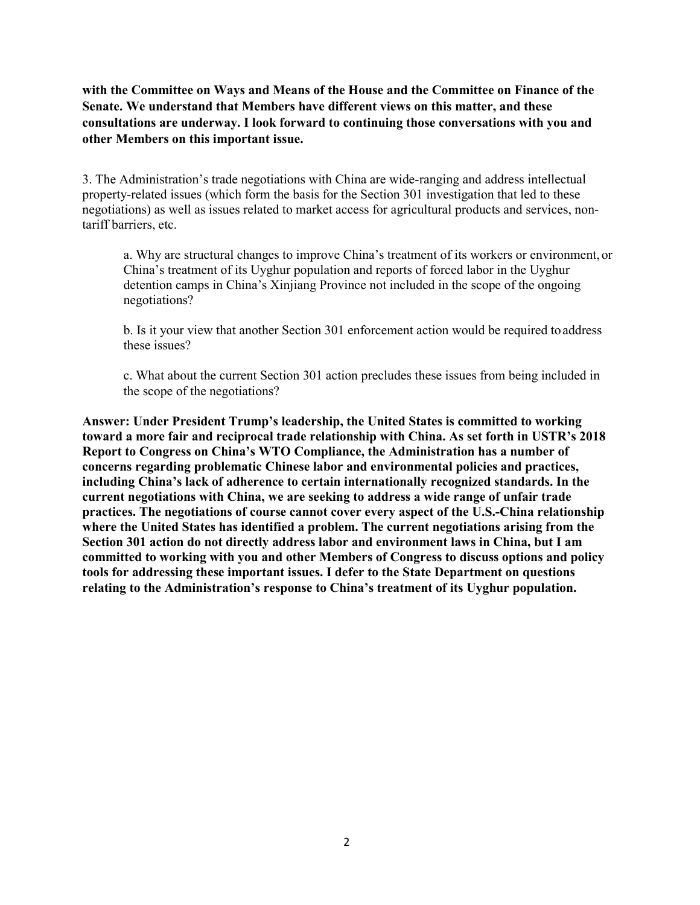**with the Committee on Ways and Means of the House and the Committee on Finance of the Senate. We understand that Members have different views on this matter, and these consultations are underway. I look forward to continuing those conversations with you and other Members on this important issue.**

3. The Administration's trade negotiations with China are wide-ranging and address intellectual property-related issues (which form the basis for the Section 301 investigation that led to these negotiations) as well as issues related to market access for agricultural products and services, non-tariff barriers, etc.

> a. Why are structural changes to improve China's treatment of its workers or environment, or China's treatment of its Uyghur population and reports of forced labor in the Uyghur detention camps in China's Xinjiang Province not included in the scope of the ongoing negotiations?
>
> b. Is it your view that another Section 301 enforcement action would be required to address these issues?
>
> c. What about the current Section 301 action precludes these issues from being included in the scope of the negotiations?

**Answer: Under President Trump's leadership, the United States is committed to working toward a more fair and reciprocal trade relationship with China. As set forth in USTR's 2018 Report to Congress on China's WTO Compliance, the Administration has a number of concerns regarding problematic Chinese labor and environmental policies and practices, including China's lack of adherence to certain internationally recognized standards. In the current negotiations with China, we are seeking to address a wide range of unfair trade practices. The negotiations of course cannot cover every aspect of the U.S.-China relationship where the United States has identified a problem. The current negotiations arising from the Section 301 action do not directly address labor and environment laws in China, but I am committed to working with you and other Members of Congress to discuss options and policy tools for addressing these important issues. I defer to the State Department on questions relating to the Administration's response to China's treatment of its Uyghur population.**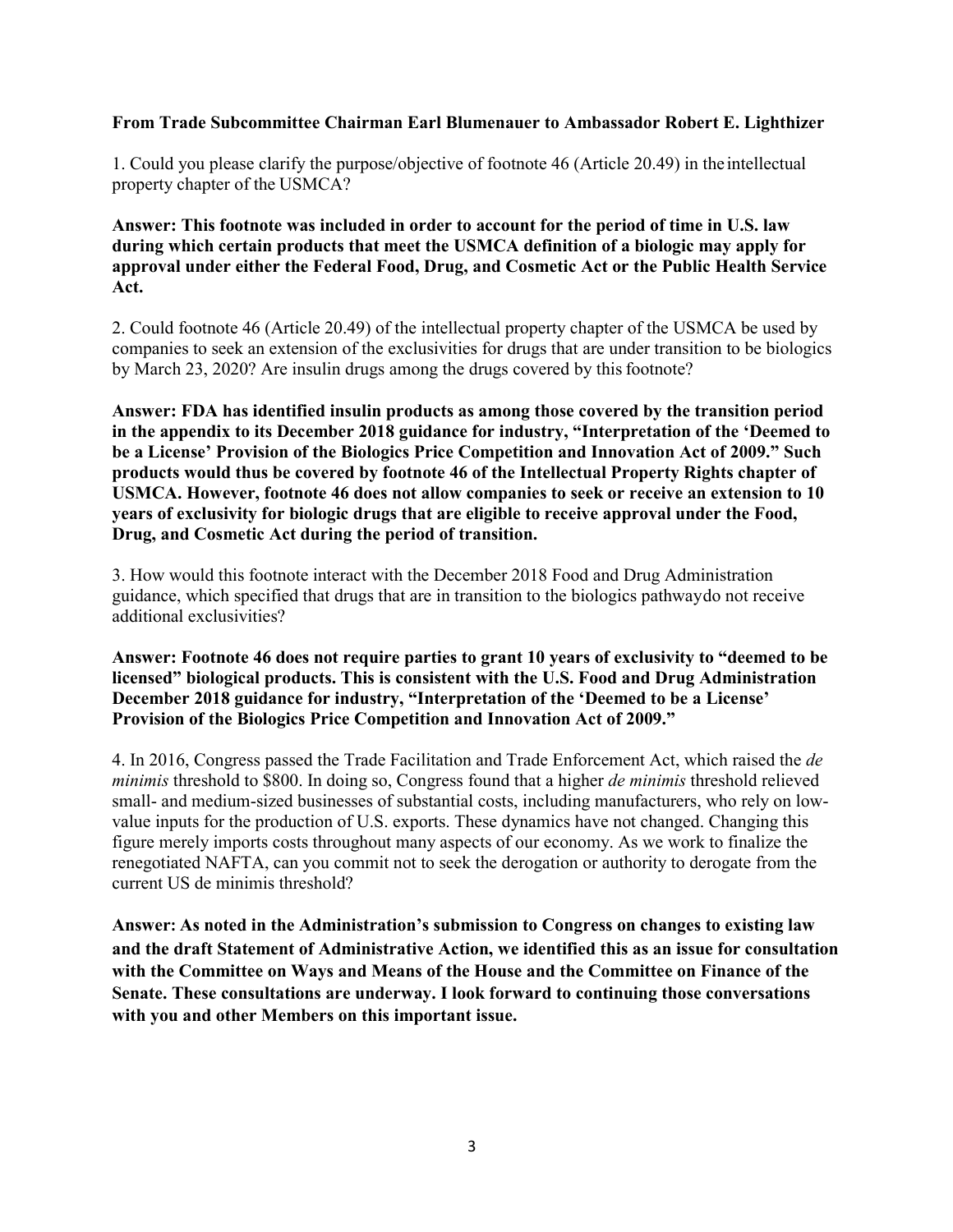**From Trade Subcommittee Chairman Earl Blumenauer to Ambassador Robert E. Lighthizer**

1. Could you please clarify the purpose/objective of footnote 46 (Article 20.49) in the intellectual property chapter of the USMCA?

**Answer: This footnote was included in order to account for the period of time in U.S. law during which certain products that meet the USMCA definition of a biologic may apply for approval under either the Federal Food, Drug, and Cosmetic Act or the Public Health Service Act.**

2. Could footnote 46 (Article 20.49) of the intellectual property chapter of the USMCA be used by companies to seek an extension of the exclusivities for drugs that are under transition to be biologics by March 23, 2020? Are insulin drugs among the drugs covered by this footnote?

**Answer: FDA has identified insulin products as among those covered by the transition period in the appendix to its December 2018 guidance for industry, "Interpretation of the 'Deemed to be a License' Provision of the Biologics Price Competition and Innovation Act of 2009." Such products would thus be covered by footnote 46 of the Intellectual Property Rights chapter of USMCA. However, footnote 46 does not allow companies to seek or receive an extension to 10 years of exclusivity for biologic drugs that are eligible to receive approval under the Food, Drug, and Cosmetic Act during the period of transition.**

3. How would this footnote interact with the December 2018 Food and Drug Administration guidance, which specified that drugs that are in transition to the biologics pathwaydo not receive additional exclusivities?

**Answer: Footnote 46 does not require parties to grant 10 years of exclusivity to "deemed to be licensed" biological products. This is consistent with the U.S. Food and Drug Administration December 2018 guidance for industry, "Interpretation of the 'Deemed to be a License' Provision of the Biologics Price Competition and Innovation Act of 2009."**

4. In 2016, Congress passed the Trade Facilitation and Trade Enforcement Act, which raised the *de minimis* threshold to $800. In doing so, Congress found that a higher *de minimis* threshold relieved small- and medium-sized businesses of substantial costs, including manufacturers, who rely on low-value inputs for the production of U.S. exports. These dynamics have not changed. Changing this figure merely imports costs throughout many aspects of our economy. As we work to finalize the renegotiated NAFTA, can you commit not to seek the derogation or authority to derogate from the current US de minimis threshold?

**Answer: As noted in the Administration's submission to Congress on changes to existing law and the draft Statement of Administrative Action, we identified this as an issue for consultation with the Committee on Ways and Means of the House and the Committee on Finance of the Senate. These consultations are underway. I look forward to continuing those conversations with you and other Members on this important issue.**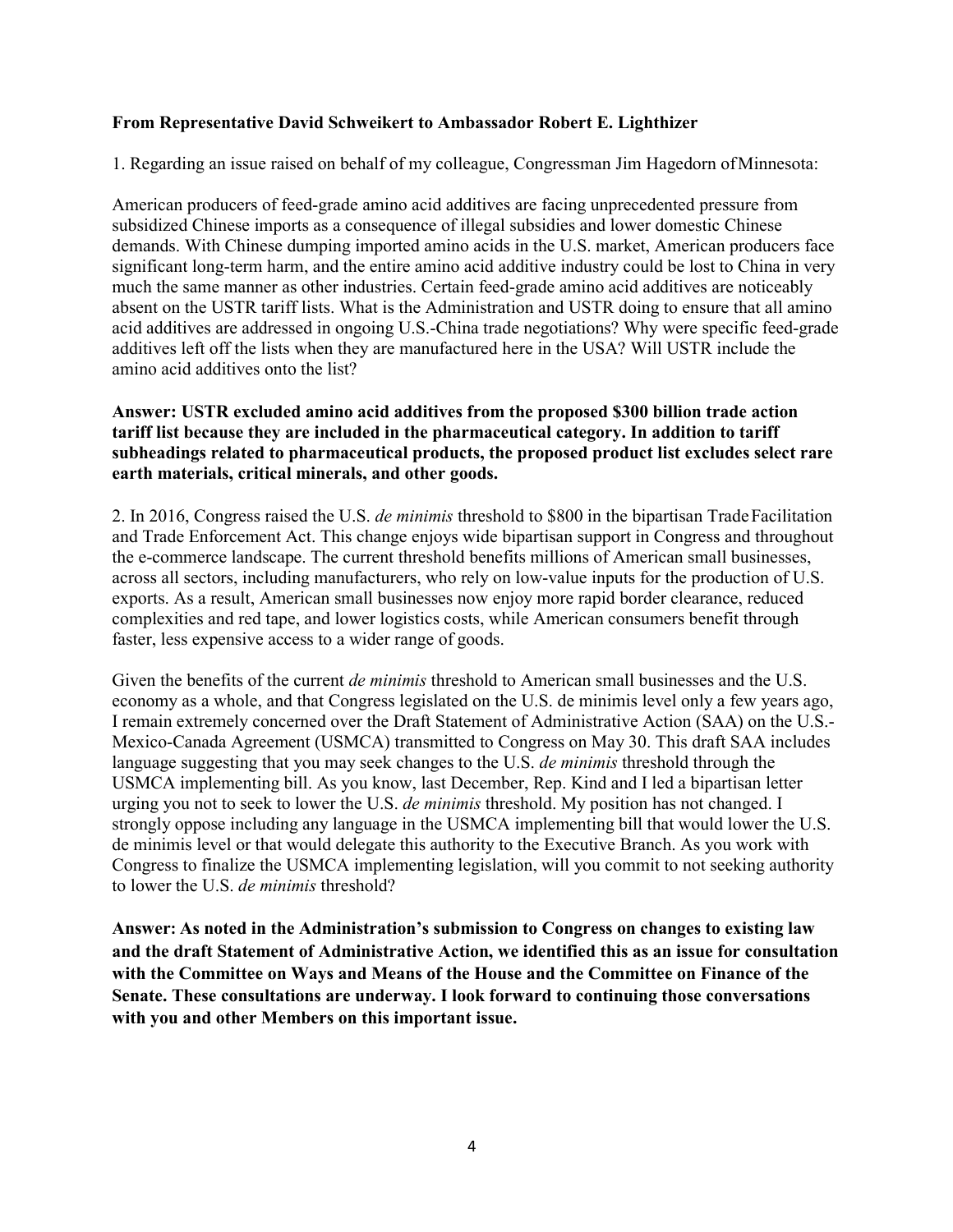**From Representative David Schweikert to Ambassador Robert E. Lighthizer**

1. Regarding an issue raised on behalf of my colleague, Congressman Jim Hagedorn of Minnesota:

American producers of feed-grade amino acid additives are facing unprecedented pressure from subsidized Chinese imports as a consequence of illegal subsidies and lower domestic Chinese demands. With Chinese dumping imported amino acids in the U.S. market, American producers face significant long-term harm, and the entire amino acid additive industry could be lost to China in very much the same manner as other industries. Certain feed-grade amino acid additives are noticeably absent on the USTR tariff lists. What is the Administration and USTR doing to ensure that all amino acid additives are addressed in ongoing U.S.-China trade negotiations? Why were specific feed-grade additives left off the lists when they are manufactured here in the USA? Will USTR include the amino acid additives onto the list?

**Answer: USTR excluded amino acid additives from the proposed $300 billion trade action tariff list because they are included in the pharmaceutical category. In addition to tariff subheadings related to pharmaceutical products, the proposed product list excludes select rare earth materials, critical minerals, and other goods.**

2. In 2016, Congress raised the U.S. *de minimis* threshold to $800 in the bipartisan Trade Facilitation and Trade Enforcement Act. This change enjoys wide bipartisan support in Congress and throughout the e-commerce landscape. The current threshold benefits millions of American small businesses, across all sectors, including manufacturers, who rely on low-value inputs for the production of U.S. exports. As a result, American small businesses now enjoy more rapid border clearance, reduced complexities and red tape, and lower logistics costs, while American consumers benefit through faster, less expensive access to a wider range of goods.

Given the benefits of the current *de minimis* threshold to American small businesses and the U.S. economy as a whole, and that Congress legislated on the U.S. de minimis level only a few years ago, I remain extremely concerned over the Draft Statement of Administrative Action (SAA) on the U.S.-Mexico-Canada Agreement (USMCA) transmitted to Congress on May 30. This draft SAA includes language suggesting that you may seek changes to the U.S. *de minimis* threshold through the USMCA implementing bill. As you know, last December, Rep. Kind and I led a bipartisan letter urging you not to seek to lower the U.S. *de minimis* threshold. My position has not changed. I strongly oppose including any language in the USMCA implementing bill that would lower the U.S. de minimis level or that would delegate this authority to the Executive Branch. As you work with Congress to finalize the USMCA implementing legislation, will you commit to not seeking authority to lower the U.S. *de minimis* threshold?

**Answer: As noted in the Administration's submission to Congress on changes to existing law and the draft Statement of Administrative Action, we identified this as an issue for consultation with the Committee on Ways and Means of the House and the Committee on Finance of the Senate. These consultations are underway. I look forward to continuing those conversations with you and other Members on this important issue.**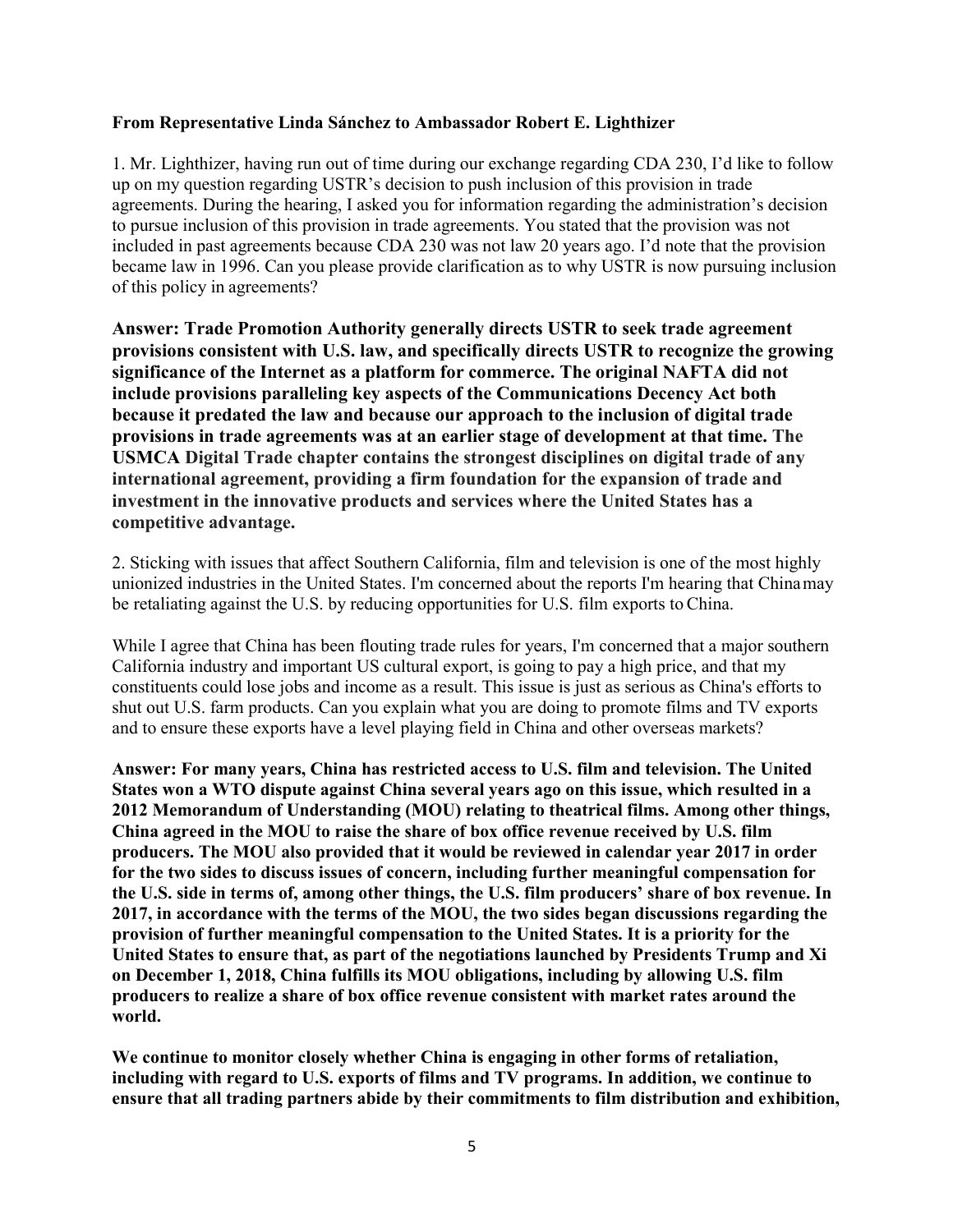**From Representative Linda Sánchez to Ambassador Robert E. Lighthizer**

1. Mr. Lighthizer, having run out of time during our exchange regarding CDA 230, I'd like to follow up on my question regarding USTR's decision to push inclusion of this provision in trade agreements. During the hearing, I asked you for information regarding the administration's decision to pursue inclusion of this provision in trade agreements. You stated that the provision was not included in past agreements because CDA 230 was not law 20 years ago. I'd note that the provision became law in 1996. Can you please provide clarification as to why USTR is now pursuing inclusion of this policy in agreements?

**Answer: Trade Promotion Authority generally directs USTR to seek trade agreement provisions consistent with U.S. law, and specifically directs USTR to recognize the growing significance of the Internet as a platform for commerce. The original NAFTA did not include provisions paralleling key aspects of the Communications Decency Act both because it predated the law and because our approach to the inclusion of digital trade provisions in trade agreements was at an earlier stage of development at that time. The USMCA Digital Trade chapter contains the strongest disciplines on digital trade of any international agreement, providing a firm foundation for the expansion of trade and investment in the innovative products and services where the United States has a competitive advantage.**

2. Sticking with issues that affect Southern California, film and television is one of the most highly unionized industries in the United States. I'm concerned about the reports I'm hearing that China may be retaliating against the U.S. by reducing opportunities for U.S. film exports to China.

While I agree that China has been flouting trade rules for years, I'm concerned that a major southern California industry and important US cultural export, is going to pay a high price, and that my constituents could lose jobs and income as a result. This issue is just as serious as China's efforts to shut out U.S. farm products. Can you explain what you are doing to promote films and TV exports and to ensure these exports have a level playing field in China and other overseas markets?

**Answer: For many years, China has restricted access to U.S. film and television. The United States won a WTO dispute against China several years ago on this issue, which resulted in a 2012 Memorandum of Understanding (MOU) relating to theatrical films. Among other things, China agreed in the MOU to raise the share of box office revenue received by U.S. film producers. The MOU also provided that it would be reviewed in calendar year 2017 in order for the two sides to discuss issues of concern, including further meaningful compensation for the U.S. side in terms of, among other things, the U.S. film producers' share of box revenue. In 2017, in accordance with the terms of the MOU, the two sides began discussions regarding the provision of further meaningful compensation to the United States. It is a priority for the United States to ensure that, as part of the negotiations launched by Presidents Trump and Xi on December 1, 2018, China fulfills its MOU obligations, including by allowing U.S. film producers to realize a share of box office revenue consistent with market rates around the world.**

**We continue to monitor closely whether China is engaging in other forms of retaliation, including with regard to U.S. exports of films and TV programs. In addition, we continue to ensure that all trading partners abide by their commitments to film distribution and exhibition,**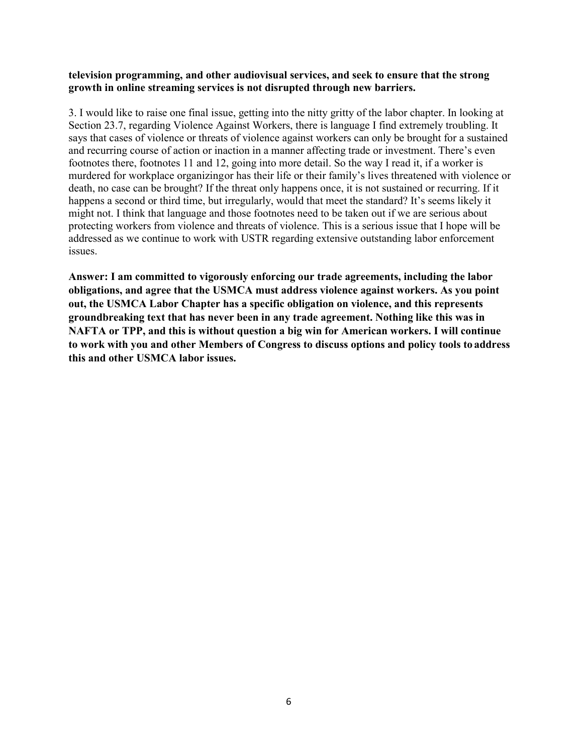**television programming, and other audiovisual services, and seek to ensure that the strong growth in online streaming services is not disrupted through new barriers.**

3. I would like to raise one final issue, getting into the nitty gritty of the labor chapter. In looking at Section 23.7, regarding Violence Against Workers, there is language I find extremely troubling. It says that cases of violence or threats of violence against workers can only be brought for a sustained and recurring course of action or inaction in a manner affecting trade or investment. There's even footnotes there, footnotes 11 and 12, going into more detail. So the way I read it, if a worker is murdered for workplace organizingor has their life or their family's lives threatened with violence or death, no case can be brought? If the threat only happens once, it is not sustained or recurring. If it happens a second or third time, but irregularly, would that meet the standard? It's seems likely it might not. I think that language and those footnotes need to be taken out if we are serious about protecting workers from violence and threats of violence. This is a serious issue that I hope will be addressed as we continue to work with USTR regarding extensive outstanding labor enforcement issues.

**Answer: I am committed to vigorously enforcing our trade agreements, including the labor obligations, and agree that the USMCA must address violence against workers. As you point out, the USMCA Labor Chapter has a specific obligation on violence, and this represents groundbreaking text that has never been in any trade agreement. Nothing like this was in NAFTA or TPP, and this is without question a big win for American workers. I will continue to work with you and other Members of Congress to discuss options and policy tools to address this and other USMCA labor issues.**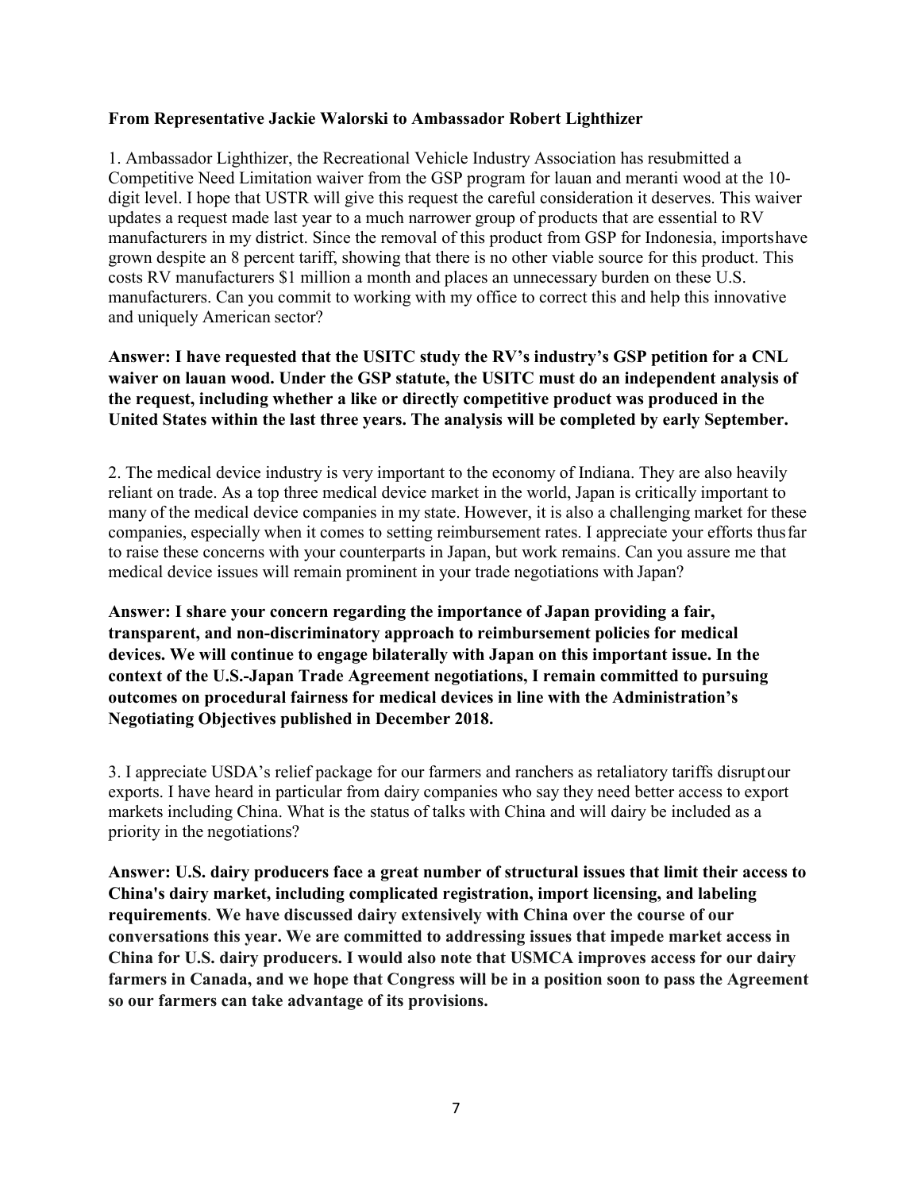**From Representative Jackie Walorski to Ambassador Robert Lighthizer**

1. Ambassador Lighthizer, the Recreational Vehicle Industry Association has resubmitted a Competitive Need Limitation waiver from the GSP program for lauan and meranti wood at the 10-digit level. I hope that USTR will give this request the careful consideration it deserves. This waiver updates a request made last year to a much narrower group of products that are essential to RV manufacturers in my district. Since the removal of this product from GSP for Indonesia, imports have grown despite an 8 percent tariff, showing that there is no other viable source for this product. This costs RV manufacturers $1 million a month and places an unnecessary burden on these U.S. manufacturers. Can you commit to working with my office to correct this and help this innovative and uniquely American sector?

**Answer: I have requested that the USITC study the RV's industry's GSP petition for a CNL waiver on lauan wood. Under the GSP statute, the USITC must do an independent analysis of the request, including whether a like or directly competitive product was produced in the United States within the last three years. The analysis will be completed by early September.**

2. The medical device industry is very important to the economy of Indiana. They are also heavily reliant on trade. As a top three medical device market in the world, Japan is critically important to many of the medical device companies in my state. However, it is also a challenging market for these companies, especially when it comes to setting reimbursement rates. I appreciate your efforts thus far to raise these concerns with your counterparts in Japan, but work remains. Can you assure me that medical device issues will remain prominent in your trade negotiations with Japan?

**Answer: I share your concern regarding the importance of Japan providing a fair, transparent, and non-discriminatory approach to reimbursement policies for medical devices. We will continue to engage bilaterally with Japan on this important issue. In the context of the U.S.-Japan Trade Agreement negotiations, I remain committed to pursuing outcomes on procedural fairness for medical devices in line with the Administration's Negotiating Objectives published in December 2018.**

3. I appreciate USDA's relief package for our farmers and ranchers as retaliatory tariffs disrupt our exports. I have heard in particular from dairy companies who say they need better access to export markets including China. What is the status of talks with China and will dairy be included as a priority in the negotiations?

**Answer: U.S. dairy producers face a great number of structural issues that limit their access to China's dairy market, including complicated registration, import licensing, and labeling requirements. We have discussed dairy extensively with China over the course of our conversations this year. We are committed to addressing issues that impede market access in China for U.S. dairy producers. I would also note that USMCA improves access for our dairy farmers in Canada, and we hope that Congress will be in a position soon to pass the Agreement so our farmers can take advantage of its provisions.**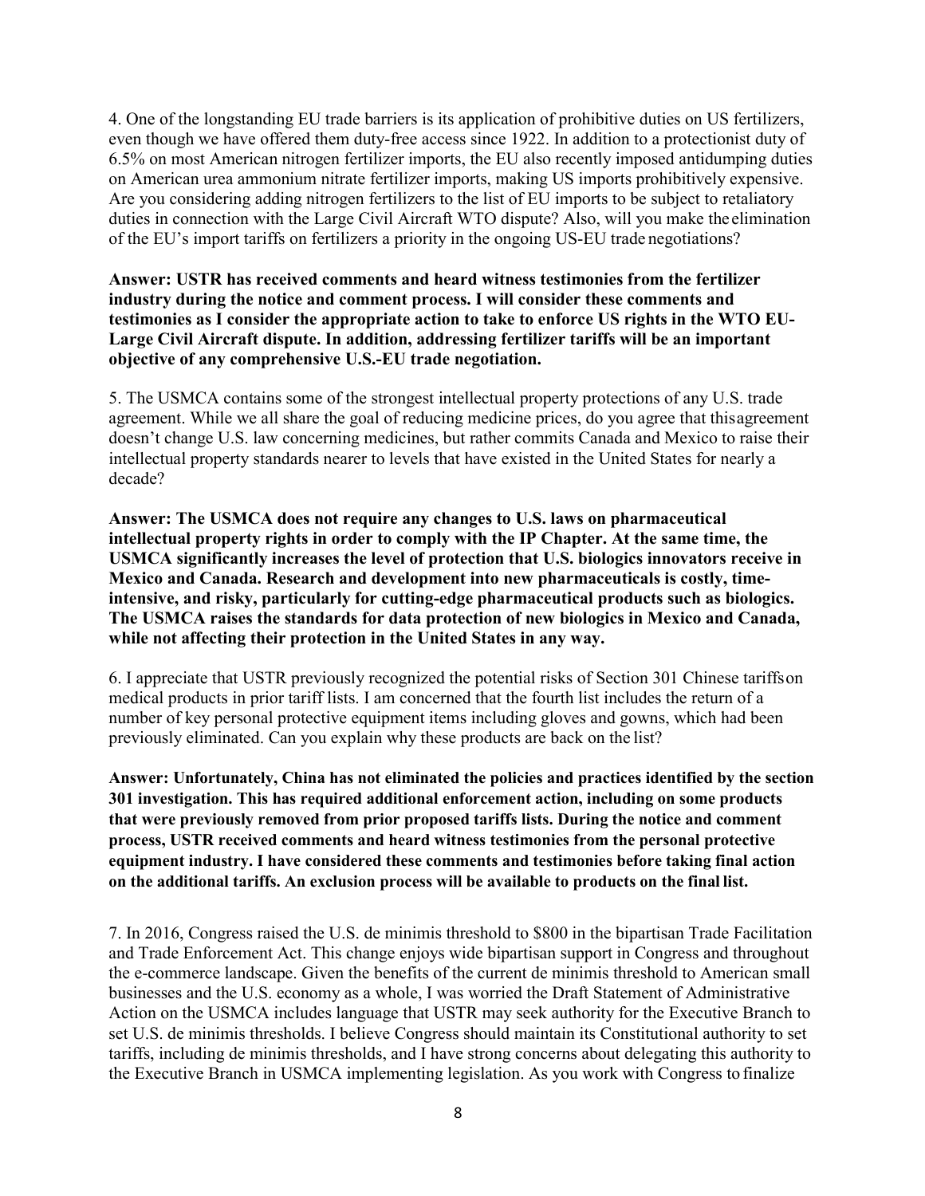4. One of the longstanding EU trade barriers is its application of prohibitive duties on US fertilizers, even though we have offered them duty-free access since 1922. In addition to a protectionist duty of 6.5% on most American nitrogen fertilizer imports, the EU also recently imposed antidumping duties on American urea ammonium nitrate fertilizer imports, making US imports prohibitively expensive. Are you considering adding nitrogen fertilizers to the list of EU imports to be subject to retaliatory duties in connection with the Large Civil Aircraft WTO dispute? Also, will you make the elimination of the EU's import tariffs on fertilizers a priority in the ongoing US-EU trade negotiations?

**Answer: USTR has received comments and heard witness testimonies from the fertilizer industry during the notice and comment process. I will consider these comments and testimonies as I consider the appropriate action to take to enforce US rights in the WTO EU-Large Civil Aircraft dispute. In addition, addressing fertilizer tariffs will be an important objective of any comprehensive U.S.-EU trade negotiation.**

5. The USMCA contains some of the strongest intellectual property protections of any U.S. trade agreement. While we all share the goal of reducing medicine prices, do you agree that this agreement doesn't change U.S. law concerning medicines, but rather commits Canada and Mexico to raise their intellectual property standards nearer to levels that have existed in the United States for nearly a decade?

**Answer: The USMCA does not require any changes to U.S. laws on pharmaceutical intellectual property rights in order to comply with the IP Chapter. At the same time, the USMCA significantly increases the level of protection that U.S. biologics innovators receive in Mexico and Canada. Research and development into new pharmaceuticals is costly, time-intensive, and risky, particularly for cutting-edge pharmaceutical products such as biologics. The USMCA raises the standards for data protection of new biologics in Mexico and Canada, while not affecting their protection in the United States in any way.**

6. I appreciate that USTR previously recognized the potential risks of Section 301 Chinese tariffs on medical products in prior tariff lists. I am concerned that the fourth list includes the return of a number of key personal protective equipment items including gloves and gowns, which had been previously eliminated. Can you explain why these products are back on the list?

**Answer: Unfortunately, China has not eliminated the policies and practices identified by the section 301 investigation. This has required additional enforcement action, including on some products that were previously removed from prior proposed tariffs lists. During the notice and comment process, USTR received comments and heard witness testimonies from the personal protective equipment industry. I have considered these comments and testimonies before taking final action on the additional tariffs. An exclusion process will be available to products on the final list.**

7. In 2016, Congress raised the U.S. de minimis threshold to $800 in the bipartisan Trade Facilitation and Trade Enforcement Act. This change enjoys wide bipartisan support in Congress and throughout the e-commerce landscape. Given the benefits of the current de minimis threshold to American small businesses and the U.S. economy as a whole, I was worried the Draft Statement of Administrative Action on the USMCA includes language that USTR may seek authority for the Executive Branch to set U.S. de minimis thresholds. I believe Congress should maintain its Constitutional authority to set tariffs, including de minimis thresholds, and I have strong concerns about delegating this authority to the Executive Branch in USMCA implementing legislation. As you work with Congress to finalize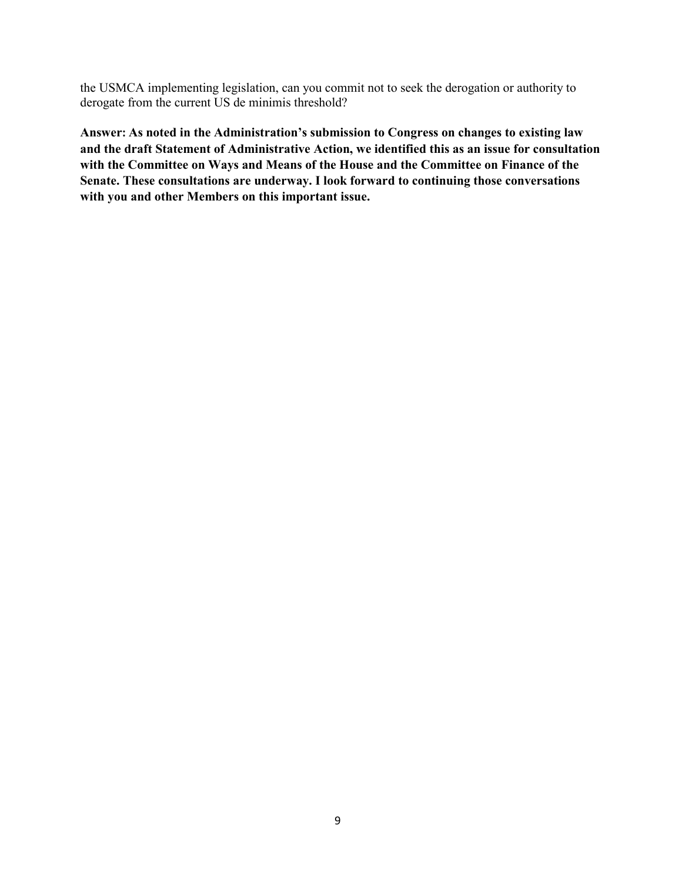the USMCA implementing legislation, can you commit not to seek the derogation or authority to derogate from the current US de minimis threshold?

**Answer: As noted in the Administration's submission to Congress on changes to existing law and the draft Statement of Administrative Action, we identified this as an issue for consultation with the Committee on Ways and Means of the House and the Committee on Finance of the Senate. These consultations are underway. I look forward to continuing those conversations with you and other Members on this important issue.**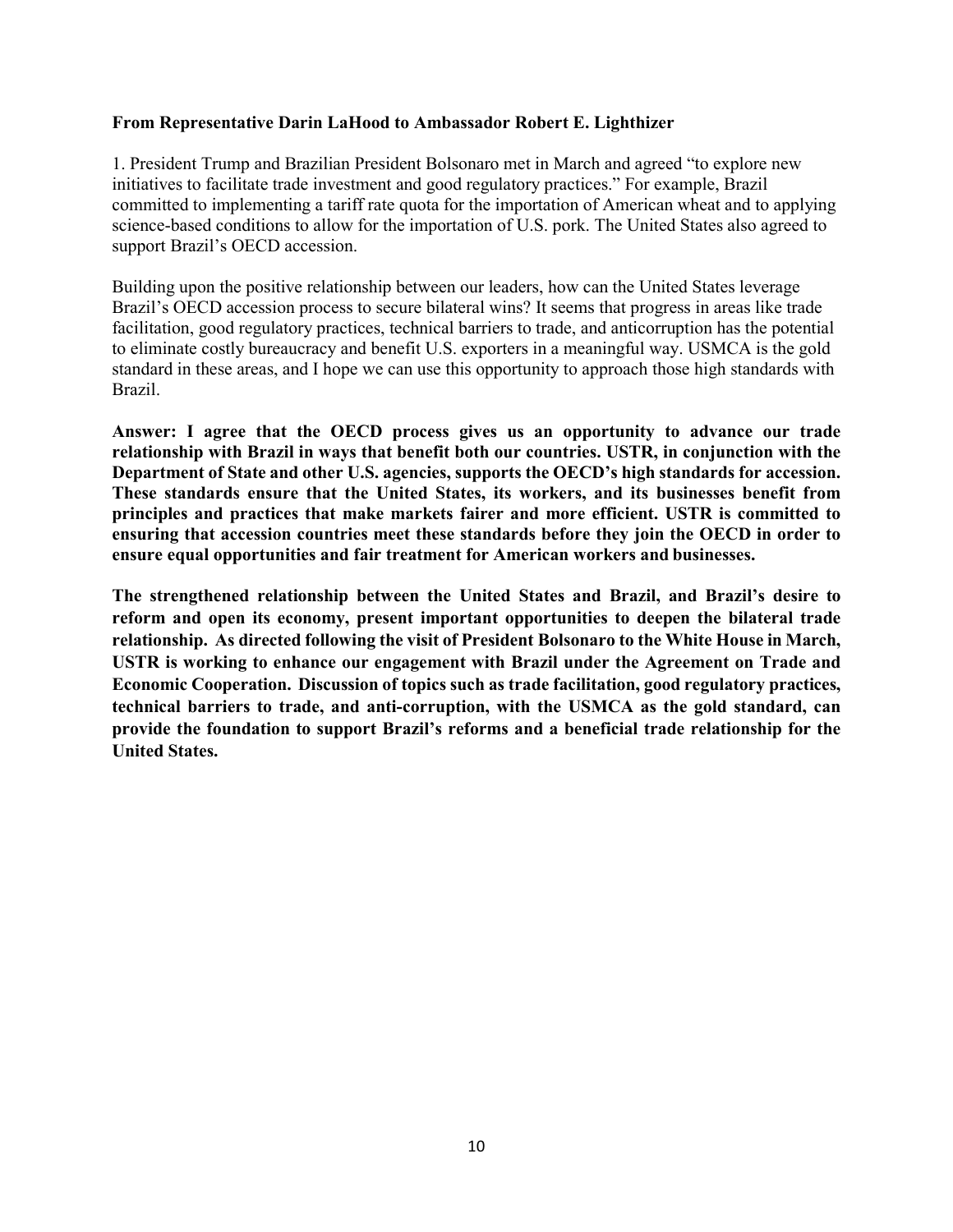**From Representative Darin LaHood to Ambassador Robert E. Lighthizer**

1. President Trump and Brazilian President Bolsonaro met in March and agreed "to explore new initiatives to facilitate trade investment and good regulatory practices." For example, Brazil committed to implementing a tariff rate quota for the importation of American wheat and to applying science-based conditions to allow for the importation of U.S. pork. The United States also agreed to support Brazil's OECD accession.

Building upon the positive relationship between our leaders, how can the United States leverage Brazil's OECD accession process to secure bilateral wins? It seems that progress in areas like trade facilitation, good regulatory practices, technical barriers to trade, and anticorruption has the potential to eliminate costly bureaucracy and benefit U.S. exporters in a meaningful way. USMCA is the gold standard in these areas, and I hope we can use this opportunity to approach those high standards with Brazil.

**Answer: I agree that the OECD process gives us an opportunity to advance our trade relationship with Brazil in ways that benefit both our countries. USTR, in conjunction with the Department of State and other U.S. agencies, supports the OECD's high standards for accession. These standards ensure that the United States, its workers, and its businesses benefit from principles and practices that make markets fairer and more efficient. USTR is committed to ensuring that accession countries meet these standards before they join the OECD in order to ensure equal opportunities and fair treatment for American workers and businesses.**

**The strengthened relationship between the United States and Brazil, and Brazil's desire to reform and open its economy, present important opportunities to deepen the bilateral trade relationship. As directed following the visit of President Bolsonaro to the White House in March, USTR is working to enhance our engagement with Brazil under the Agreement on Trade and Economic Cooperation. Discussion of topics such as trade facilitation, good regulatory practices, technical barriers to trade, and anti-corruption, with the USMCA as the gold standard, can provide the foundation to support Brazil's reforms and a beneficial trade relationship for the United States.**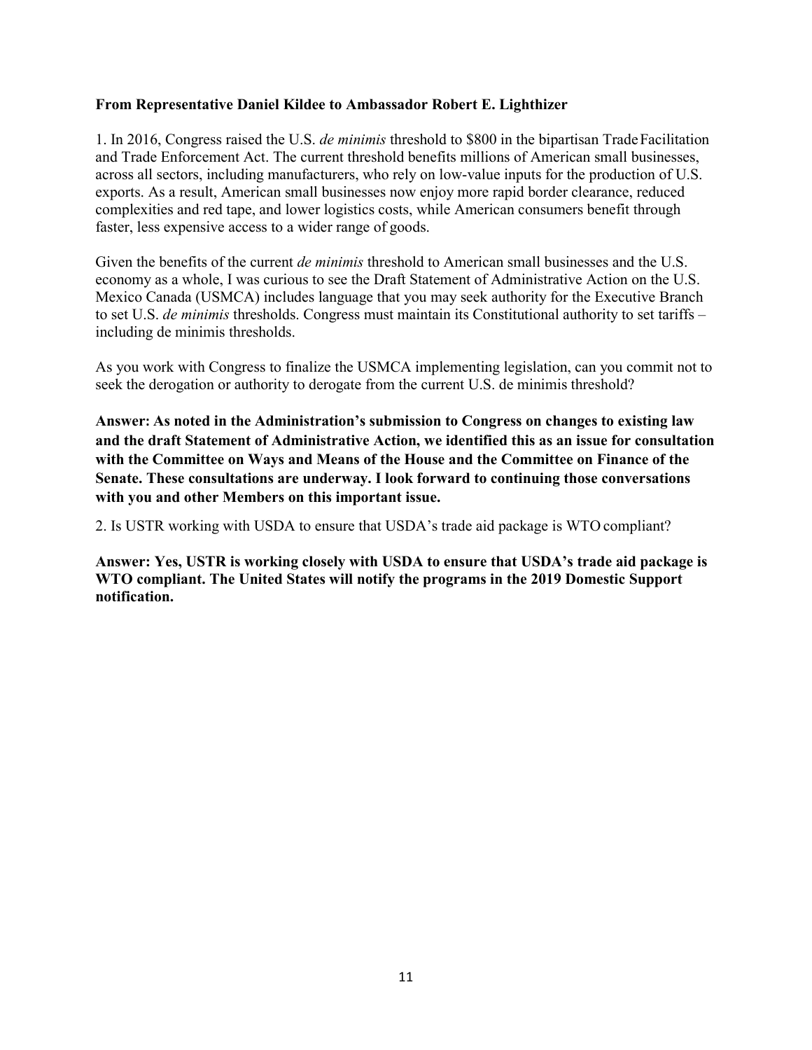**From Representative Daniel Kildee to Ambassador Robert E. Lighthizer**

1. In 2016, Congress raised the U.S. *de minimis* threshold to $800 in the bipartisan Trade Facilitation and Trade Enforcement Act. The current threshold benefits millions of American small businesses, across all sectors, including manufacturers, who rely on low-value inputs for the production of U.S. exports. As a result, American small businesses now enjoy more rapid border clearance, reduced complexities and red tape, and lower logistics costs, while American consumers benefit through faster, less expensive access to a wider range of goods.

Given the benefits of the current *de minimis* threshold to American small businesses and the U.S. economy as a whole, I was curious to see the Draft Statement of Administrative Action on the U.S. Mexico Canada (USMCA) includes language that you may seek authority for the Executive Branch to set U.S. *de minimis* thresholds. Congress must maintain its Constitutional authority to set tariffs – including de minimis thresholds.

As you work with Congress to finalize the USMCA implementing legislation, can you commit not to seek the derogation or authority to derogate from the current U.S. de minimis threshold?

**Answer: As noted in the Administration's submission to Congress on changes to existing law and the draft Statement of Administrative Action, we identified this as an issue for consultation with the Committee on Ways and Means of the House and the Committee on Finance of the Senate. These consultations are underway. I look forward to continuing those conversations with you and other Members on this important issue.**

2. Is USTR working with USDA to ensure that USDA's trade aid package is WTO compliant?

**Answer: Yes, USTR is working closely with USDA to ensure that USDA's trade aid package is WTO compliant. The United States will notify the programs in the 2019 Domestic Support notification.**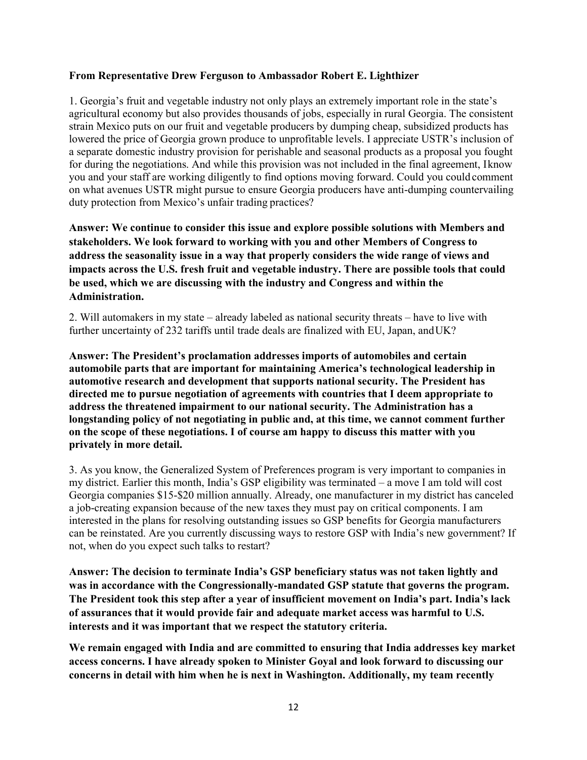**From Representative Drew Ferguson to Ambassador Robert E. Lighthizer**

1. Georgia's fruit and vegetable industry not only plays an extremely important role in the state's agricultural economy but also provides thousands of jobs, especially in rural Georgia. The consistent strain Mexico puts on our fruit and vegetable producers by dumping cheap, subsidized products has lowered the price of Georgia grown produce to unprofitable levels. I appreciate USTR's inclusion of a separate domestic industry provision for perishable and seasonal products as a proposal you fought for during the negotiations. And while this provision was not included in the final agreement, I know you and your staff are working diligently to find options moving forward. Could you could comment on what avenues USTR might pursue to ensure Georgia producers have anti-dumping countervailing duty protection from Mexico's unfair trading practices?

**Answer: We continue to consider this issue and explore possible solutions with Members and stakeholders. We look forward to working with you and other Members of Congress to address the seasonality issue in a way that properly considers the wide range of views and impacts across the U.S. fresh fruit and vegetable industry. There are possible tools that could be used, which we are discussing with the industry and Congress and within the Administration.**

2. Will automakers in my state – already labeled as national security threats – have to live with further uncertainty of 232 tariffs until trade deals are finalized with EU, Japan, and UK?

**Answer: The President's proclamation addresses imports of automobiles and certain automobile parts that are important for maintaining America's technological leadership in automotive research and development that supports national security. The President has directed me to pursue negotiation of agreements with countries that I deem appropriate to address the threatened impairment to our national security. The Administration has a longstanding policy of not negotiating in public and, at this time, we cannot comment further on the scope of these negotiations. I of course am happy to discuss this matter with you privately in more detail.**

3. As you know, the Generalized System of Preferences program is very important to companies in my district. Earlier this month, India's GSP eligibility was terminated – a move I am told will cost Georgia companies $15-$20 million annually. Already, one manufacturer in my district has canceled a job-creating expansion because of the new taxes they must pay on critical components. I am interested in the plans for resolving outstanding issues so GSP benefits for Georgia manufacturers can be reinstated. Are you currently discussing ways to restore GSP with India's new government? If not, when do you expect such talks to restart?

**Answer: The decision to terminate India's GSP beneficiary status was not taken lightly and was in accordance with the Congressionally-mandated GSP statute that governs the program. The President took this step after a year of insufficient movement on India's part. India's lack of assurances that it would provide fair and adequate market access was harmful to U.S. interests and it was important that we respect the statutory criteria.**

**We remain engaged with India and are committed to ensuring that India addresses key market access concerns. I have already spoken to Minister Goyal and look forward to discussing our concerns in detail with him when he is next in Washington. Additionally, my team recently**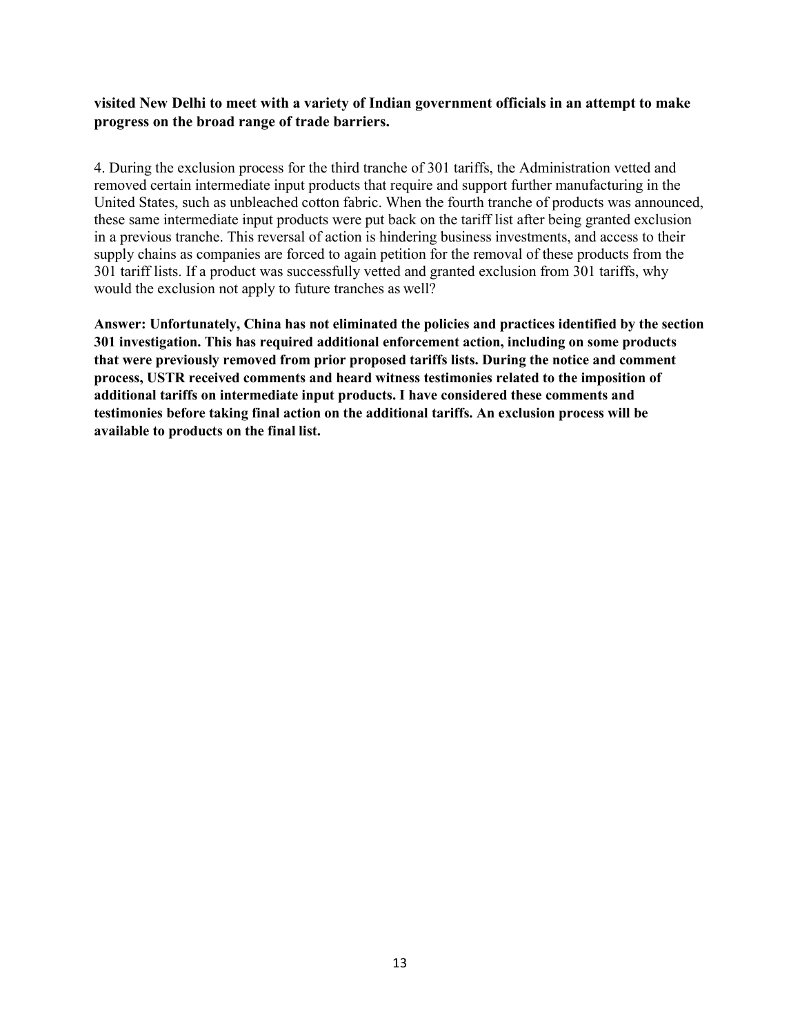**visited New Delhi to meet with a variety of Indian government officials in an attempt to make progress on the broad range of trade barriers.**

4. During the exclusion process for the third tranche of 301 tariffs, the Administration vetted and removed certain intermediate input products that require and support further manufacturing in the United States, such as unbleached cotton fabric. When the fourth tranche of products was announced, these same intermediate input products were put back on the tariff list after being granted exclusion in a previous tranche. This reversal of action is hindering business investments, and access to their supply chains as companies are forced to again petition for the removal of these products from the 301 tariff lists. If a product was successfully vetted and granted exclusion from 301 tariffs, why would the exclusion not apply to future tranches as well?

**Answer: Unfortunately, China has not eliminated the policies and practices identified by the section 301 investigation. This has required additional enforcement action, including on some products that were previously removed from prior proposed tariffs lists. During the notice and comment process, USTR received comments and heard witness testimonies related to the imposition of additional tariffs on intermediate input products. I have considered these comments and testimonies before taking final action on the additional tariffs. An exclusion process will be available to products on the final list.**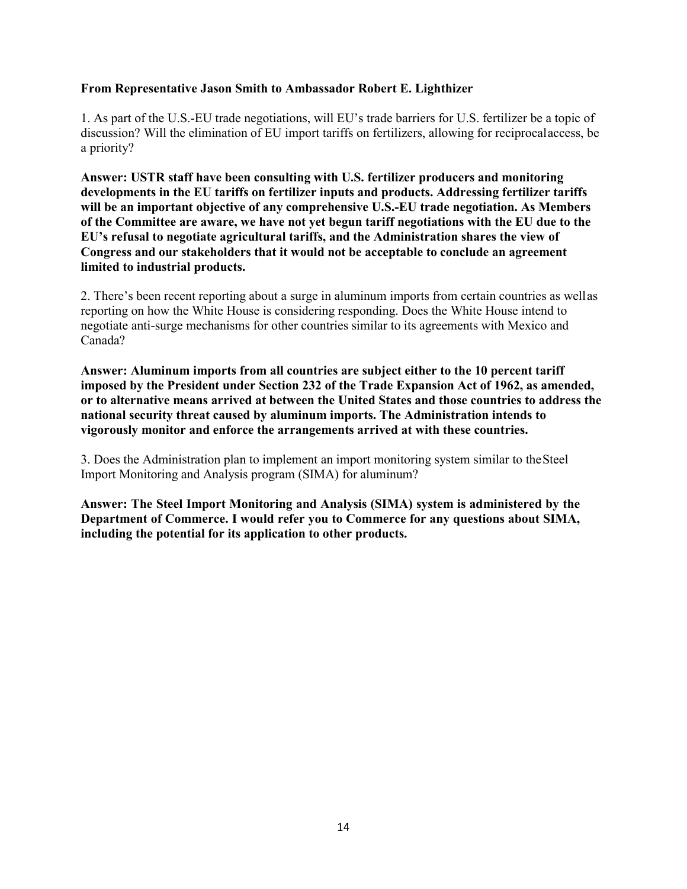**From Representative Jason Smith to Ambassador Robert E. Lighthizer**

1. As part of the U.S.-EU trade negotiations, will EU's trade barriers for U.S. fertilizer be a topic of discussion? Will the elimination of EU import tariffs on fertilizers, allowing for reciprocal access, be a priority?

**Answer: USTR staff have been consulting with U.S. fertilizer producers and monitoring developments in the EU tariffs on fertilizer inputs and products. Addressing fertilizer tariffs will be an important objective of any comprehensive U.S.-EU trade negotiation. As Members of the Committee are aware, we have not yet begun tariff negotiations with the EU due to the EU's refusal to negotiate agricultural tariffs, and the Administration shares the view of Congress and our stakeholders that it would not be acceptable to conclude an agreement limited to industrial products.**

2. There's been recent reporting about a surge in aluminum imports from certain countries as well as reporting on how the White House is considering responding. Does the White House intend to negotiate anti-surge mechanisms for other countries similar to its agreements with Mexico and Canada?

**Answer: Aluminum imports from all countries are subject either to the 10 percent tariff imposed by the President under Section 232 of the Trade Expansion Act of 1962, as amended, or to alternative means arrived at between the United States and those countries to address the national security threat caused by aluminum imports. The Administration intends to vigorously monitor and enforce the arrangements arrived at with these countries.**

3. Does the Administration plan to implement an import monitoring system similar to the Steel Import Monitoring and Analysis program (SIMA) for aluminum?

**Answer: The Steel Import Monitoring and Analysis (SIMA) system is administered by the Department of Commerce. I would refer you to Commerce for any questions about SIMA, including the potential for its application to other products.**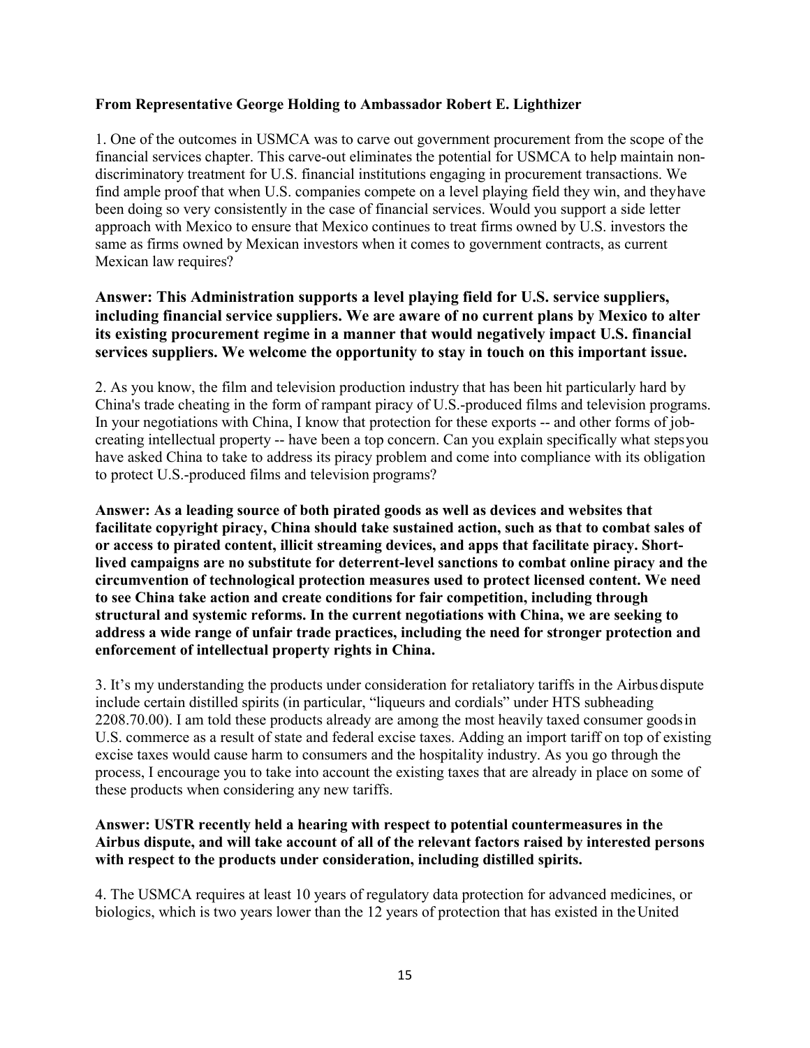**From Representative George Holding to Ambassador Robert E. Lighthizer**

1. One of the outcomes in USMCA was to carve out government procurement from the scope of the financial services chapter. This carve-out eliminates the potential for USMCA to help maintain non-discriminatory treatment for U.S. financial institutions engaging in procurement transactions. We find ample proof that when U.S. companies compete on a level playing field they win, and they have been doing so very consistently in the case of financial services. Would you support a side letter approach with Mexico to ensure that Mexico continues to treat firms owned by U.S. investors the same as firms owned by Mexican investors when it comes to government contracts, as current Mexican law requires?

**Answer: This Administration supports a level playing field for U.S. service suppliers, including financial service suppliers. We are aware of no current plans by Mexico to alter its existing procurement regime in a manner that would negatively impact U.S. financial services suppliers. We welcome the opportunity to stay in touch on this important issue.**

2. As you know, the film and television production industry that has been hit particularly hard by China's trade cheating in the form of rampant piracy of U.S.-produced films and television programs. In your negotiations with China, I know that protection for these exports -- and other forms of job-creating intellectual property -- have been a top concern. Can you explain specifically what steps you have asked China to take to address its piracy problem and come into compliance with its obligation to protect U.S.-produced films and television programs?

**Answer: As a leading source of both pirated goods as well as devices and websites that facilitate copyright piracy, China should take sustained action, such as that to combat sales of or access to pirated content, illicit streaming devices, and apps that facilitate piracy. Short-lived campaigns are no substitute for deterrent-level sanctions to combat online piracy and the circumvention of technological protection measures used to protect licensed content. We need to see China take action and create conditions for fair competition, including through structural and systemic reforms. In the current negotiations with China, we are seeking to address a wide range of unfair trade practices, including the need for stronger protection and enforcement of intellectual property rights in China.**

3. It's my understanding the products under consideration for retaliatory tariffs in the Airbus dispute include certain distilled spirits (in particular, "liqueurs and cordials" under HTS subheading 2208.70.00). I am told these products already are among the most heavily taxed consumer goods in U.S. commerce as a result of state and federal excise taxes. Adding an import tariff on top of existing excise taxes would cause harm to consumers and the hospitality industry. As you go through the process, I encourage you to take into account the existing taxes that are already in place on some of these products when considering any new tariffs.

**Answer: USTR recently held a hearing with respect to potential countermeasures in the Airbus dispute, and will take account of all of the relevant factors raised by interested persons with respect to the products under consideration, including distilled spirits.**

4. The USMCA requires at least 10 years of regulatory data protection for advanced medicines, or biologics, which is two years lower than the 12 years of protection that has existed in the United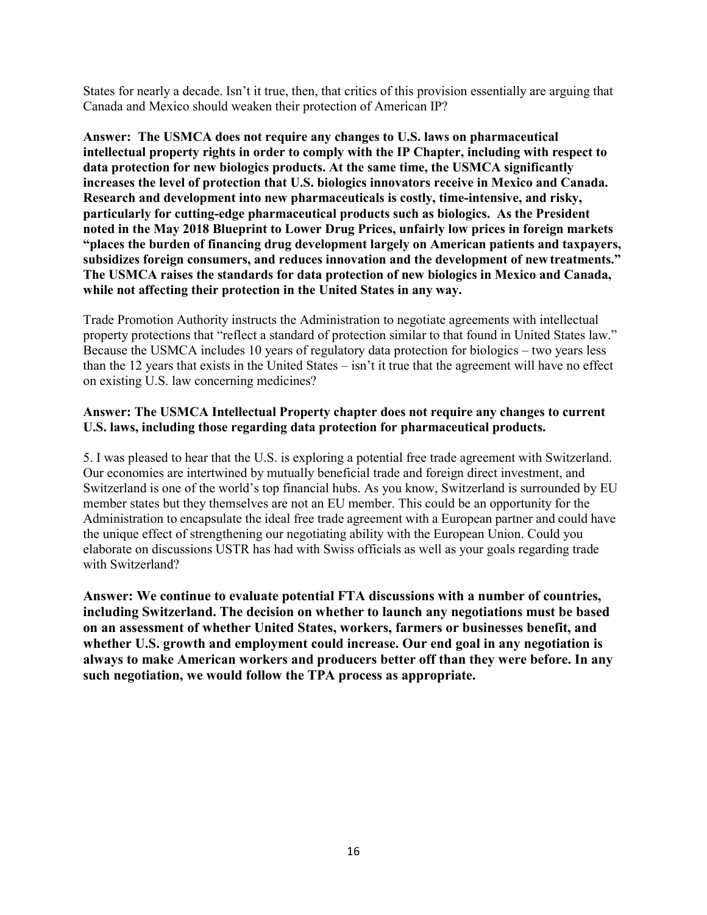States for nearly a decade. Isn't it true, then, that critics of this provision essentially are arguing that Canada and Mexico should weaken their protection of American IP?

**Answer: The USMCA does not require any changes to U.S. laws on pharmaceutical intellectual property rights in order to comply with the IP Chapter, including with respect to data protection for new biologics products. At the same time, the USMCA significantly increases the level of protection that U.S. biologics innovators receive in Mexico and Canada. Research and development into new pharmaceuticals is costly, time-intensive, and risky, particularly for cutting-edge pharmaceutical products such as biologics. As the President noted in the May 2018 Blueprint to Lower Drug Prices, unfairly low prices in foreign markets "places the burden of financing drug development largely on American patients and taxpayers, subsidizes foreign consumers, and reduces innovation and the development of new treatments." The USMCA raises the standards for data protection of new biologics in Mexico and Canada, while not affecting their protection in the United States in any way.**

Trade Promotion Authority instructs the Administration to negotiate agreements with intellectual property protections that "reflect a standard of protection similar to that found in United States law." Because the USMCA includes 10 years of regulatory data protection for biologics – two years less than the 12 years that exists in the United States – isn't it true that the agreement will have no effect on existing U.S. law concerning medicines?

**Answer: The USMCA Intellectual Property chapter does not require any changes to current U.S. laws, including those regarding data protection for pharmaceutical products.**

5. I was pleased to hear that the U.S. is exploring a potential free trade agreement with Switzerland. Our economies are intertwined by mutually beneficial trade and foreign direct investment, and Switzerland is one of the world's top financial hubs. As you know, Switzerland is surrounded by EU member states but they themselves are not an EU member. This could be an opportunity for the Administration to encapsulate the ideal free trade agreement with a European partner and could have the unique effect of strengthening our negotiating ability with the European Union. Could you elaborate on discussions USTR has had with Swiss officials as well as your goals regarding trade with Switzerland?

**Answer: We continue to evaluate potential FTA discussions with a number of countries, including Switzerland. The decision on whether to launch any negotiations must be based on an assessment of whether United States, workers, farmers or businesses benefit, and whether U.S. growth and employment could increase. Our end goal in any negotiation is always to make American workers and producers better off than they were before. In any such negotiation, we would follow the TPA process as appropriate.**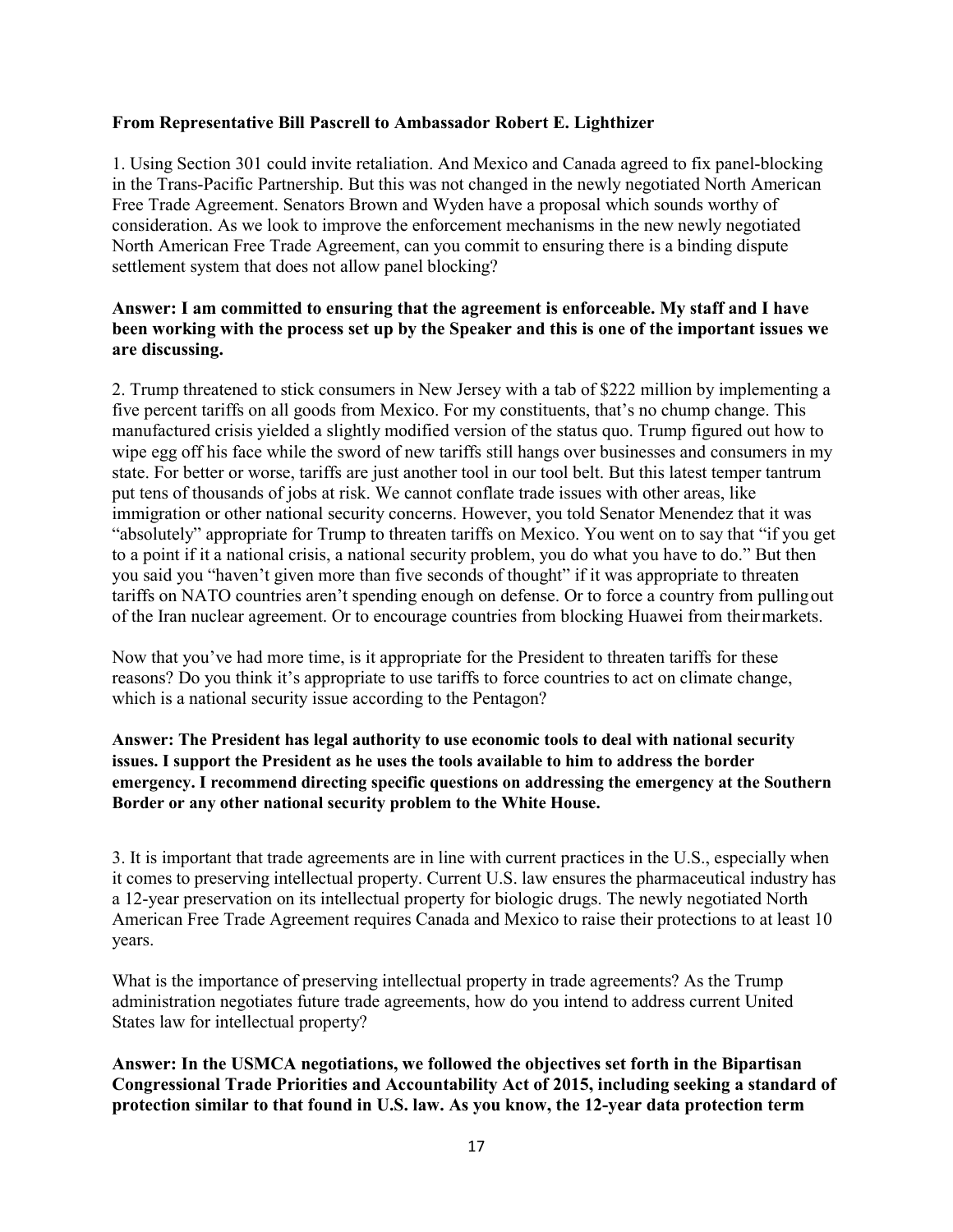**From Representative Bill Pascrell to Ambassador Robert E. Lighthizer**

1. Using Section 301 could invite retaliation. And Mexico and Canada agreed to fix panel-blocking in the Trans-Pacific Partnership. But this was not changed in the newly negotiated North American Free Trade Agreement. Senators Brown and Wyden have a proposal which sounds worthy of consideration. As we look to improve the enforcement mechanisms in the new newly negotiated North American Free Trade Agreement, can you commit to ensuring there is a binding dispute settlement system that does not allow panel blocking?

**Answer: I am committed to ensuring that the agreement is enforceable. My staff and I have been working with the process set up by the Speaker and this is one of the important issues we are discussing.**

2. Trump threatened to stick consumers in New Jersey with a tab of $222 million by implementing a five percent tariffs on all goods from Mexico. For my constituents, that's no chump change. This manufactured crisis yielded a slightly modified version of the status quo. Trump figured out how to wipe egg off his face while the sword of new tariffs still hangs over businesses and consumers in my state. For better or worse, tariffs are just another tool in our tool belt. But this latest temper tantrum put tens of thousands of jobs at risk. We cannot conflate trade issues with other areas, like immigration or other national security concerns. However, you told Senator Menendez that it was "absolutely" appropriate for Trump to threaten tariffs on Mexico. You went on to say that "if you get to a point if it a national crisis, a national security problem, you do what you have to do." But then you said you "haven't given more than five seconds of thought" if it was appropriate to threaten tariffs on NATO countries aren't spending enough on defense. Or to force a country from pulling out of the Iran nuclear agreement. Or to encourage countries from blocking Huawei from their markets.

Now that you've had more time, is it appropriate for the President to threaten tariffs for these reasons? Do you think it's appropriate to use tariffs to force countries to act on climate change, which is a national security issue according to the Pentagon?

**Answer: The President has legal authority to use economic tools to deal with national security issues. I support the President as he uses the tools available to him to address the border emergency. I recommend directing specific questions on addressing the emergency at the Southern Border or any other national security problem to the White House.**

3. It is important that trade agreements are in line with current practices in the U.S., especially when it comes to preserving intellectual property. Current U.S. law ensures the pharmaceutical industry has a 12-year preservation on its intellectual property for biologic drugs. The newly negotiated North American Free Trade Agreement requires Canada and Mexico to raise their protections to at least 10 years.

What is the importance of preserving intellectual property in trade agreements? As the Trump administration negotiates future trade agreements, how do you intend to address current United States law for intellectual property?

**Answer: In the USMCA negotiations, we followed the objectives set forth in the Bipartisan Congressional Trade Priorities and Accountability Act of 2015, including seeking a standard of protection similar to that found in U.S. law. As you know, the 12-year data protection term**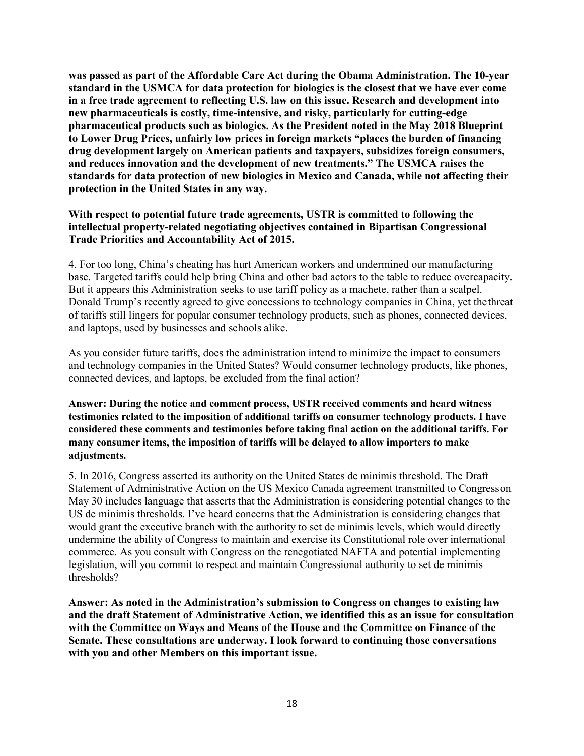**was passed as part of the Affordable Care Act during the Obama Administration. The 10-year standard in the USMCA for data protection for biologics is the closest that we have ever come in a free trade agreement to reflecting U.S. law on this issue. Research and development into new pharmaceuticals is costly, time-intensive, and risky, particularly for cutting-edge pharmaceutical products such as biologics. As the President noted in the May 2018 Blueprint to Lower Drug Prices, unfairly low prices in foreign markets "places the burden of financing drug development largely on American patients and taxpayers, subsidizes foreign consumers, and reduces innovation and the development of new treatments." The USMCA raises the standards for data protection of new biologics in Mexico and Canada, while not affecting their protection in the United States in any way.**

**With respect to potential future trade agreements, USTR is committed to following the intellectual property-related negotiating objectives contained in Bipartisan Congressional Trade Priorities and Accountability Act of 2015.**

4. For too long, China's cheating has hurt American workers and undermined our manufacturing base. Targeted tariffs could help bring China and other bad actors to the table to reduce overcapacity. But it appears this Administration seeks to use tariff policy as a machete, rather than a scalpel. Donald Trump's recently agreed to give concessions to technology companies in China, yet the threat of tariffs still lingers for popular consumer technology products, such as phones, connected devices, and laptops, used by businesses and schools alike.

As you consider future tariffs, does the administration intend to minimize the impact to consumers and technology companies in the United States? Would consumer technology products, like phones, connected devices, and laptops, be excluded from the final action?

**Answer: During the notice and comment process, USTR received comments and heard witness testimonies related to the imposition of additional tariffs on consumer technology products. I have considered these comments and testimonies before taking final action on the additional tariffs. For many consumer items, the imposition of tariffs will be delayed to allow importers to make adjustments.**

5. In 2016, Congress asserted its authority on the United States de minimis threshold. The Draft Statement of Administrative Action on the US Mexico Canada agreement transmitted to Congress on May 30 includes language that asserts that the Administration is considering potential changes to the US de minimis thresholds. I've heard concerns that the Administration is considering changes that would grant the executive branch with the authority to set de minimis levels, which would directly undermine the ability of Congress to maintain and exercise its Constitutional role over international commerce. As you consult with Congress on the renegotiated NAFTA and potential implementing legislation, will you commit to respect and maintain Congressional authority to set de minimis thresholds?

**Answer: As noted in the Administration's submission to Congress on changes to existing law and the draft Statement of Administrative Action, we identified this as an issue for consultation with the Committee on Ways and Means of the House and the Committee on Finance of the Senate. These consultations are underway. I look forward to continuing those conversations with you and other Members on this important issue.**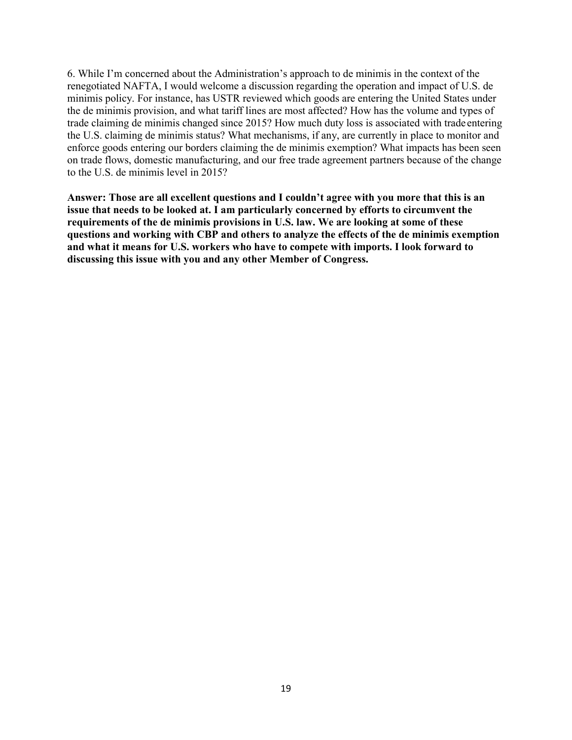6. While I'm concerned about the Administration's approach to de minimis in the context of the renegotiated NAFTA, I would welcome a discussion regarding the operation and impact of U.S. de minimis policy. For instance, has USTR reviewed which goods are entering the United States under the de minimis provision, and what tariff lines are most affected? How has the volume and types of trade claiming de minimis changed since 2015? How much duty loss is associated with trade entering the U.S. claiming de minimis status? What mechanisms, if any, are currently in place to monitor and enforce goods entering our borders claiming the de minimis exemption? What impacts has been seen on trade flows, domestic manufacturing, and our free trade agreement partners because of the change to the U.S. de minimis level in 2015?

**Answer: Those are all excellent questions and I couldn't agree with you more that this is an issue that needs to be looked at. I am particularly concerned by efforts to circumvent the requirements of the de minimis provisions in U.S. law. We are looking at some of these questions and working with CBP and others to analyze the effects of the de minimis exemption and what it means for U.S. workers who have to compete with imports. I look forward to discussing this issue with you and any other Member of Congress.**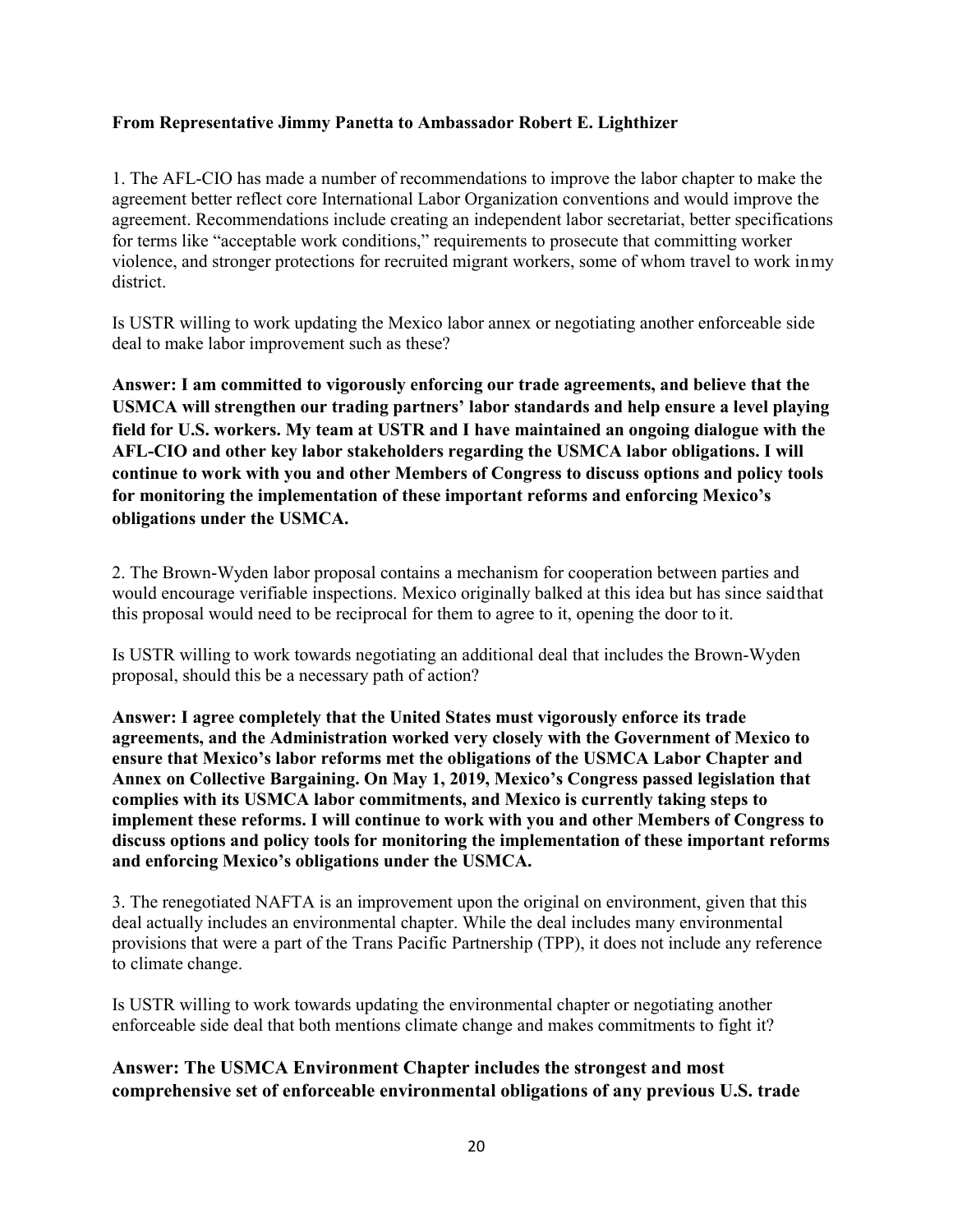**From Representative Jimmy Panetta to Ambassador Robert E. Lighthizer**

1. The AFL-CIO has made a number of recommendations to improve the labor chapter to make the agreement better reflect core International Labor Organization conventions and would improve the agreement. Recommendations include creating an independent labor secretariat, better specifications for terms like "acceptable work conditions," requirements to prosecute that committing worker violence, and stronger protections for recruited migrant workers, some of whom travel to work in my district.

Is USTR willing to work updating the Mexico labor annex or negotiating another enforceable side deal to make labor improvement such as these?

**Answer: I am committed to vigorously enforcing our trade agreements, and believe that the USMCA will strengthen our trading partners' labor standards and help ensure a level playing field for U.S. workers. My team at USTR and I have maintained an ongoing dialogue with the AFL-CIO and other key labor stakeholders regarding the USMCA labor obligations. I will continue to work with you and other Members of Congress to discuss options and policy tools for monitoring the implementation of these important reforms and enforcing Mexico's obligations under the USMCA.**

2. The Brown-Wyden labor proposal contains a mechanism for cooperation between parties and would encourage verifiable inspections. Mexico originally balked at this idea but has since said that this proposal would need to be reciprocal for them to agree to it, opening the door to it.

Is USTR willing to work towards negotiating an additional deal that includes the Brown-Wyden proposal, should this be a necessary path of action?

**Answer: I agree completely that the United States must vigorously enforce its trade agreements, and the Administration worked very closely with the Government of Mexico to ensure that Mexico's labor reforms met the obligations of the USMCA Labor Chapter and Annex on Collective Bargaining. On May 1, 2019, Mexico's Congress passed legislation that complies with its USMCA labor commitments, and Mexico is currently taking steps to implement these reforms. I will continue to work with you and other Members of Congress to discuss options and policy tools for monitoring the implementation of these important reforms and enforcing Mexico's obligations under the USMCA.**

3. The renegotiated NAFTA is an improvement upon the original on environment, given that this deal actually includes an environmental chapter. While the deal includes many environmental provisions that were a part of the Trans Pacific Partnership (TPP), it does not include any reference to climate change.

Is USTR willing to work towards updating the environmental chapter or negotiating another enforceable side deal that both mentions climate change and makes commitments to fight it?

**Answer: The USMCA Environment Chapter includes the strongest and most comprehensive set of enforceable environmental obligations of any previous U.S. trade**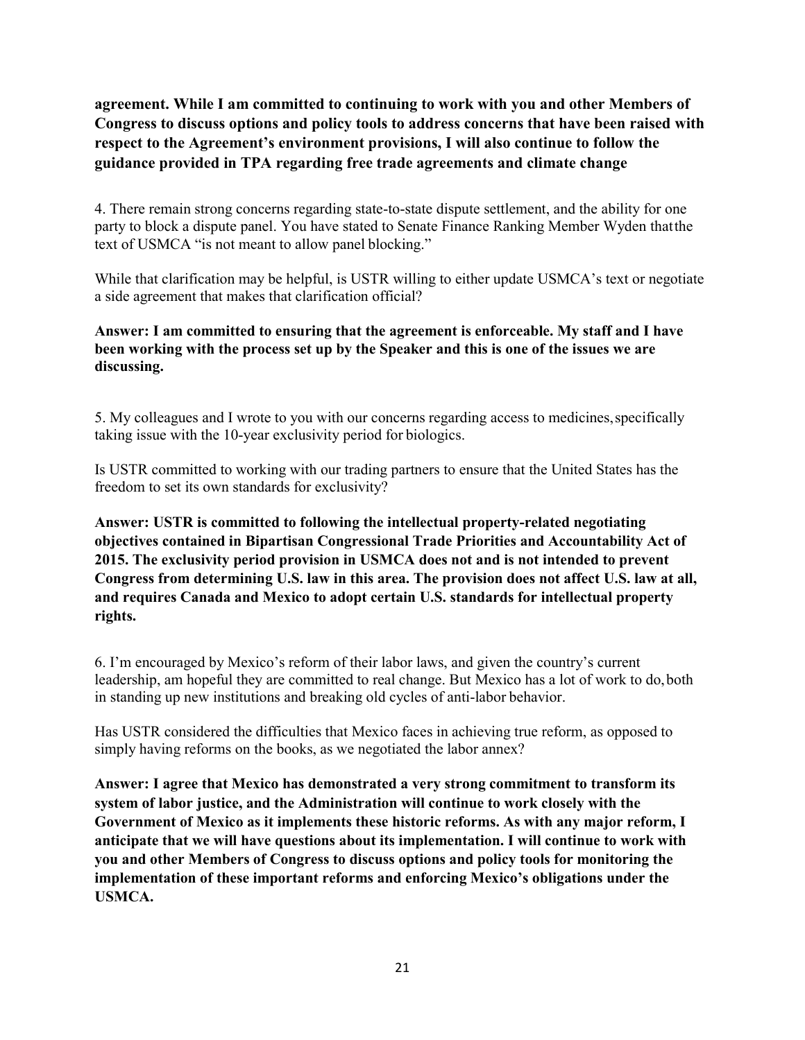**agreement. While I am committed to continuing to work with you and other Members of Congress to discuss options and policy tools to address concerns that have been raised with respect to the Agreement's environment provisions, I will also continue to follow the guidance provided in TPA regarding free trade agreements and climate change**

4. There remain strong concerns regarding state-to-state dispute settlement, and the ability for one party to block a dispute panel. You have stated to Senate Finance Ranking Member Wyden that the text of USMCA "is not meant to allow panel blocking."

While that clarification may be helpful, is USTR willing to either update USMCA's text or negotiate a side agreement that makes that clarification official?

**Answer: I am committed to ensuring that the agreement is enforceable. My staff and I have been working with the process set up by the Speaker and this is one of the issues we are discussing.**

5. My colleagues and I wrote to you with our concerns regarding access to medicines, specifically taking issue with the 10-year exclusivity period for biologics.

Is USTR committed to working with our trading partners to ensure that the United States has the freedom to set its own standards for exclusivity?

**Answer: USTR is committed to following the intellectual property-related negotiating objectives contained in Bipartisan Congressional Trade Priorities and Accountability Act of 2015. The exclusivity period provision in USMCA does not and is not intended to prevent Congress from determining U.S. law in this area. The provision does not affect U.S. law at all, and requires Canada and Mexico to adopt certain U.S. standards for intellectual property rights.**

6. I'm encouraged by Mexico's reform of their labor laws, and given the country's current leadership, am hopeful they are committed to real change. But Mexico has a lot of work to do, both in standing up new institutions and breaking old cycles of anti-labor behavior.

Has USTR considered the difficulties that Mexico faces in achieving true reform, as opposed to simply having reforms on the books, as we negotiated the labor annex?

**Answer: I agree that Mexico has demonstrated a very strong commitment to transform its system of labor justice, and the Administration will continue to work closely with the Government of Mexico as it implements these historic reforms. As with any major reform, I anticipate that we will have questions about its implementation. I will continue to work with you and other Members of Congress to discuss options and policy tools for monitoring the implementation of these important reforms and enforcing Mexico's obligations under the USMCA.**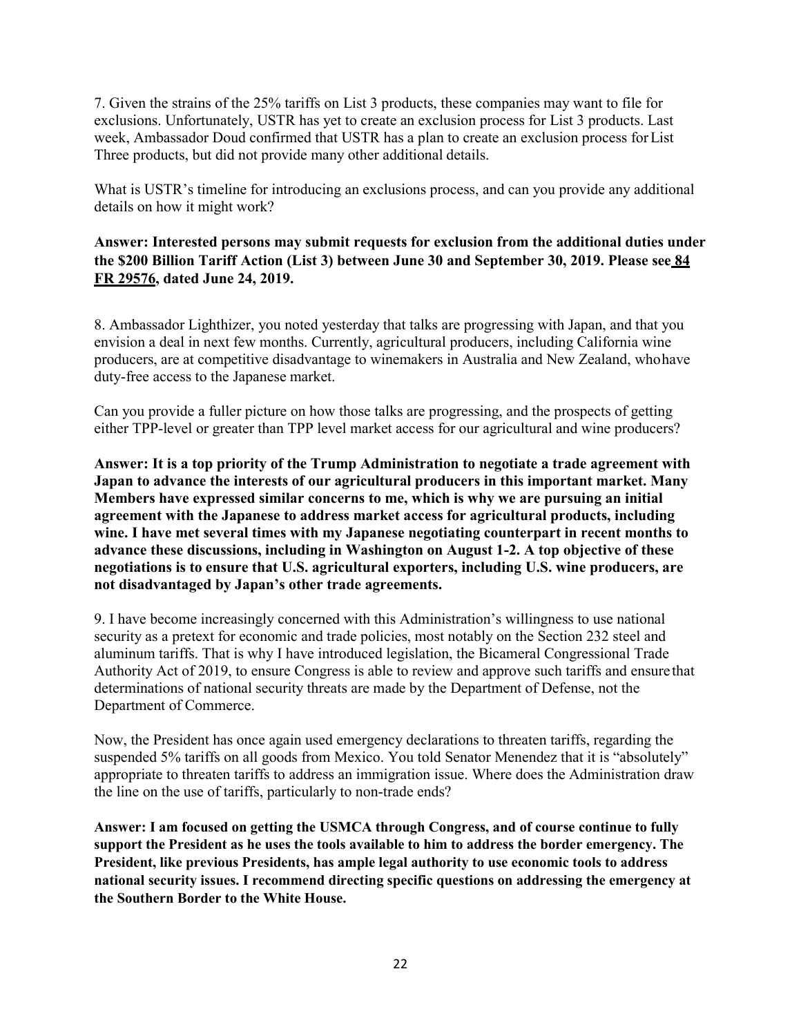7. Given the strains of the 25% tariffs on List 3 products, these companies may want to file for exclusions. Unfortunately, USTR has yet to create an exclusion process for List 3 products. Last week, Ambassador Doud confirmed that USTR has a plan to create an exclusion process for List Three products, but did not provide many other additional details.

What is USTR's timeline for introducing an exclusions process, and can you provide any additional details on how it might work?

**Answer: Interested persons may submit requests for exclusion from the additional duties under the $200 Billion Tariff Action (List 3) between June 30 and September 30, 2019. Please see 84 FR 29576, dated June 24, 2019.**

8. Ambassador Lighthizer, you noted yesterday that talks are progressing with Japan, and that you envision a deal in next few months. Currently, agricultural producers, including California wine producers, are at competitive disadvantage to winemakers in Australia and New Zealand, who have duty-free access to the Japanese market.

Can you provide a fuller picture on how those talks are progressing, and the prospects of getting either TPP-level or greater than TPP level market access for our agricultural and wine producers?

**Answer: It is a top priority of the Trump Administration to negotiate a trade agreement with Japan to advance the interests of our agricultural producers in this important market. Many Members have expressed similar concerns to me, which is why we are pursuing an initial agreement with the Japanese to address market access for agricultural products, including wine. I have met several times with my Japanese negotiating counterpart in recent months to advance these discussions, including in Washington on August 1-2. A top objective of these negotiations is to ensure that U.S. agricultural exporters, including U.S. wine producers, are not disadvantaged by Japan's other trade agreements.**

9. I have become increasingly concerned with this Administration's willingness to use national security as a pretext for economic and trade policies, most notably on the Section 232 steel and aluminum tariffs. That is why I have introduced legislation, the Bicameral Congressional Trade Authority Act of 2019, to ensure Congress is able to review and approve such tariffs and ensure that determinations of national security threats are made by the Department of Defense, not the Department of Commerce.

Now, the President has once again used emergency declarations to threaten tariffs, regarding the suspended 5% tariffs on all goods from Mexico. You told Senator Menendez that it is "absolutely" appropriate to threaten tariffs to address an immigration issue. Where does the Administration draw the line on the use of tariffs, particularly to non-trade ends?

**Answer: I am focused on getting the USMCA through Congress, and of course continue to fully support the President as he uses the tools available to him to address the border emergency. The President, like previous Presidents, has ample legal authority to use economic tools to address national security issues. I recommend directing specific questions on addressing the emergency at the Southern Border to the White House.**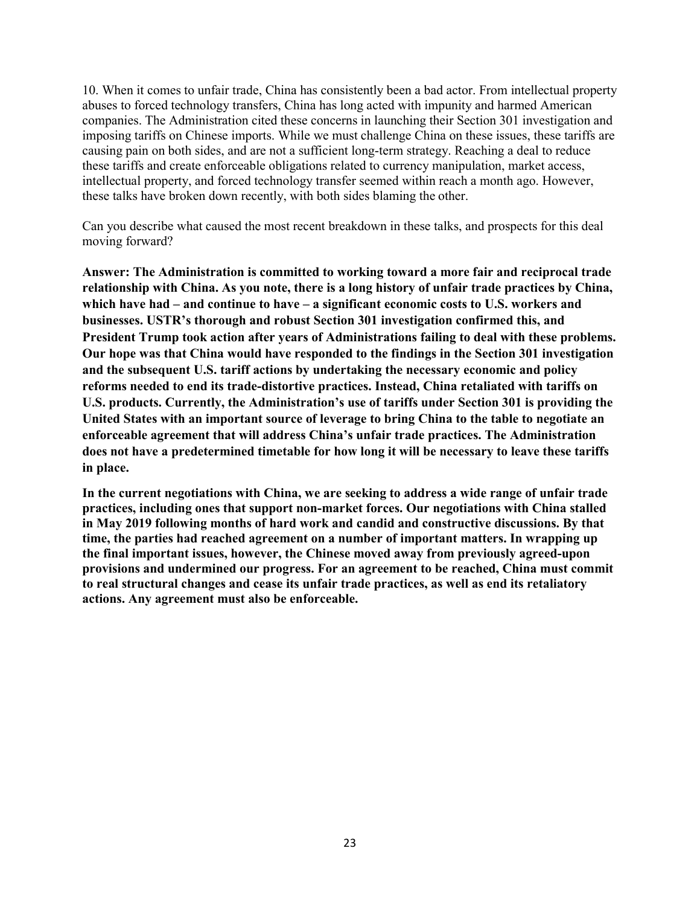10. When it comes to unfair trade, China has consistently been a bad actor. From intellectual property abuses to forced technology transfers, China has long acted with impunity and harmed American companies. The Administration cited these concerns in launching their Section 301 investigation and imposing tariffs on Chinese imports. While we must challenge China on these issues, these tariffs are causing pain on both sides, and are not a sufficient long-term strategy. Reaching a deal to reduce these tariffs and create enforceable obligations related to currency manipulation, market access, intellectual property, and forced technology transfer seemed within reach a month ago. However, these talks have broken down recently, with both sides blaming the other.

Can you describe what caused the most recent breakdown in these talks, and prospects for this deal moving forward?

**Answer: The Administration is committed to working toward a more fair and reciprocal trade relationship with China. As you note, there is a long history of unfair trade practices by China, which have had – and continue to have – a significant economic costs to U.S. workers and businesses. USTR's thorough and robust Section 301 investigation confirmed this, and President Trump took action after years of Administrations failing to deal with these problems. Our hope was that China would have responded to the findings in the Section 301 investigation and the subsequent U.S. tariff actions by undertaking the necessary economic and policy reforms needed to end its trade-distortive practices. Instead, China retaliated with tariffs on U.S. products. Currently, the Administration's use of tariffs under Section 301 is providing the United States with an important source of leverage to bring China to the table to negotiate an enforceable agreement that will address China's unfair trade practices. The Administration does not have a predetermined timetable for how long it will be necessary to leave these tariffs in place.**

**In the current negotiations with China, we are seeking to address a wide range of unfair trade practices, including ones that support non-market forces. Our negotiations with China stalled in May 2019 following months of hard work and candid and constructive discussions. By that time, the parties had reached agreement on a number of important matters. In wrapping up the final important issues, however, the Chinese moved away from previously agreed-upon provisions and undermined our progress. For an agreement to be reached, China must commit to real structural changes and cease its unfair trade practices, as well as end its retaliatory actions. Any agreement must also be enforceable.**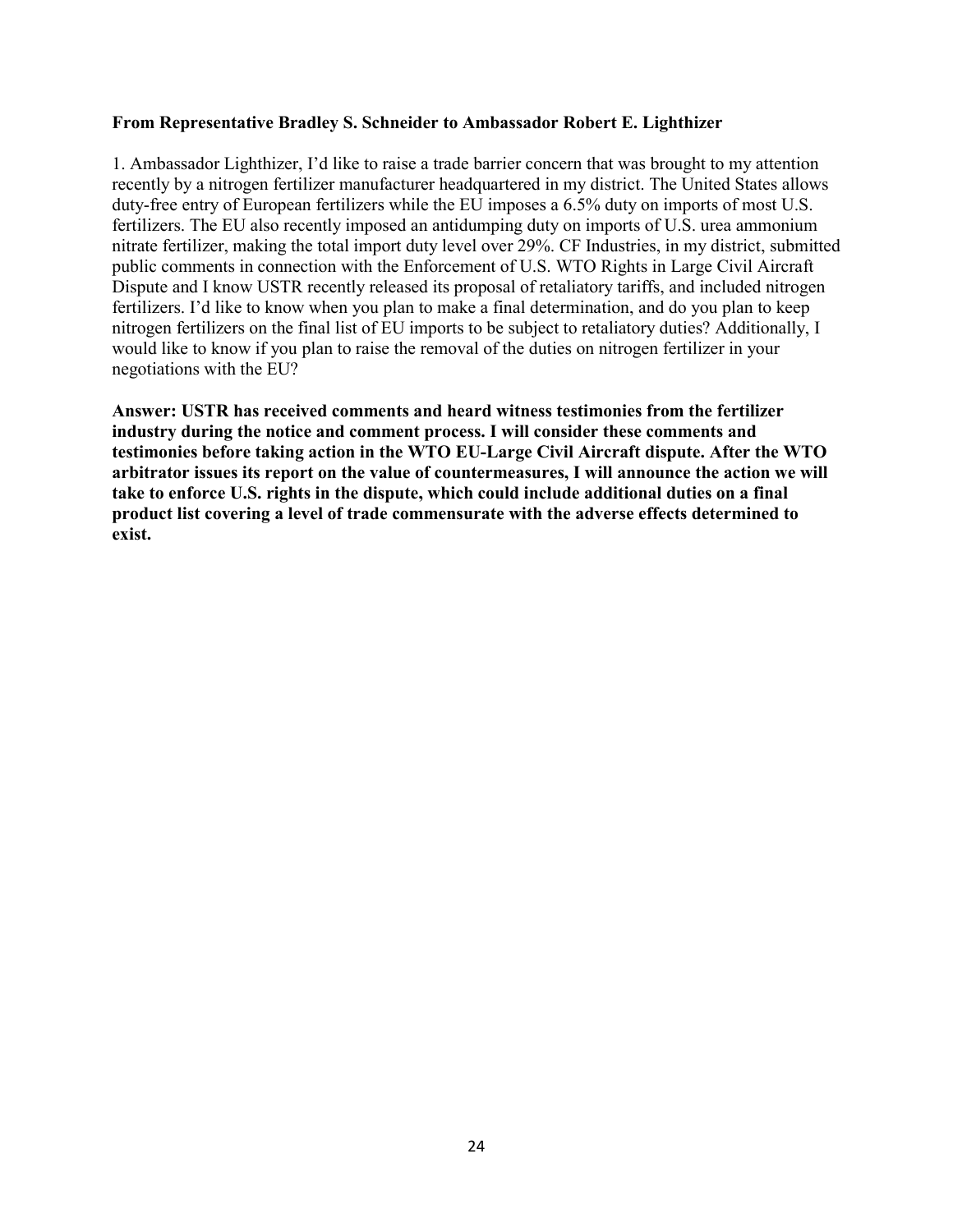**From Representative Bradley S. Schneider to Ambassador Robert E. Lighthizer**

1. Ambassador Lighthizer, I'd like to raise a trade barrier concern that was brought to my attention recently by a nitrogen fertilizer manufacturer headquartered in my district. The United States allows duty-free entry of European fertilizers while the EU imposes a 6.5% duty on imports of most U.S. fertilizers. The EU also recently imposed an antidumping duty on imports of U.S. urea ammonium nitrate fertilizer, making the total import duty level over 29%. CF Industries, in my district, submitted public comments in connection with the Enforcement of U.S. WTO Rights in Large Civil Aircraft Dispute and I know USTR recently released its proposal of retaliatory tariffs, and included nitrogen fertilizers. I'd like to know when you plan to make a final determination, and do you plan to keep nitrogen fertilizers on the final list of EU imports to be subject to retaliatory duties? Additionally, I would like to know if you plan to raise the removal of the duties on nitrogen fertilizer in your negotiations with the EU?

**Answer: USTR has received comments and heard witness testimonies from the fertilizer industry during the notice and comment process. I will consider these comments and testimonies before taking action in the WTO EU-Large Civil Aircraft dispute. After the WTO arbitrator issues its report on the value of countermeasures, I will announce the action we will take to enforce U.S. rights in the dispute, which could include additional duties on a final product list covering a level of trade commensurate with the adverse effects determined to exist.**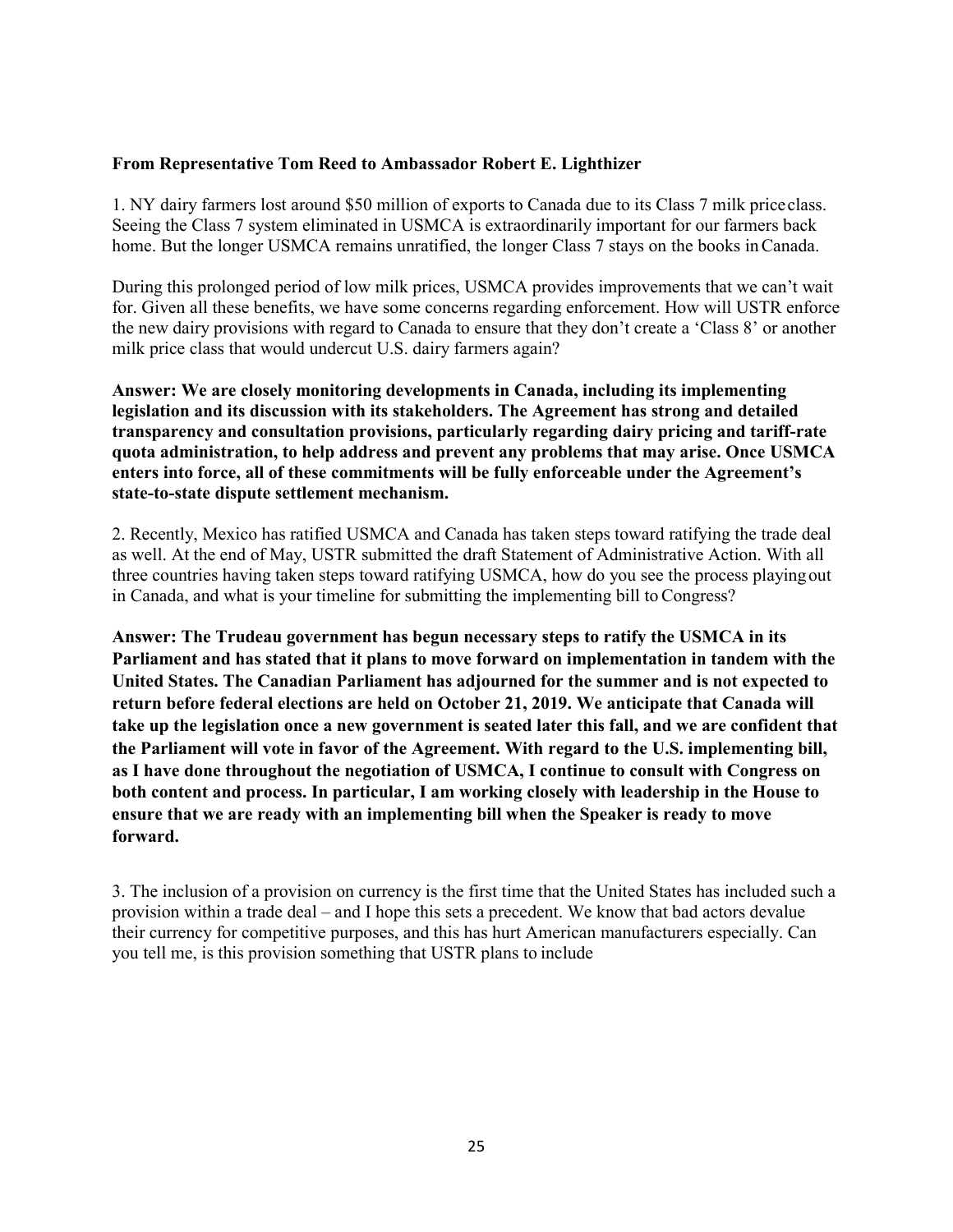**From Representative Tom Reed to Ambassador Robert E. Lighthizer**

1. NY dairy farmers lost around $50 million of exports to Canada due to its Class 7 milk price class. Seeing the Class 7 system eliminated in USMCA is extraordinarily important for our farmers back home. But the longer USMCA remains unratified, the longer Class 7 stays on the books in Canada.

During this prolonged period of low milk prices, USMCA provides improvements that we can't wait for. Given all these benefits, we have some concerns regarding enforcement. How will USTR enforce the new dairy provisions with regard to Canada to ensure that they don't create a 'Class 8' or another milk price class that would undercut U.S. dairy farmers again?

**Answer: We are closely monitoring developments in Canada, including its implementing legislation and its discussion with its stakeholders. The Agreement has strong and detailed transparency and consultation provisions, particularly regarding dairy pricing and tariff-rate quota administration, to help address and prevent any problems that may arise. Once USMCA enters into force, all of these commitments will be fully enforceable under the Agreement's state-to-state dispute settlement mechanism.**

2. Recently, Mexico has ratified USMCA and Canada has taken steps toward ratifying the trade deal as well. At the end of May, USTR submitted the draft Statement of Administrative Action. With all three countries having taken steps toward ratifying USMCA, how do you see the process playing out in Canada, and what is your timeline for submitting the implementing bill to Congress?

**Answer: The Trudeau government has begun necessary steps to ratify the USMCA in its Parliament and has stated that it plans to move forward on implementation in tandem with the United States. The Canadian Parliament has adjourned for the summer and is not expected to return before federal elections are held on October 21, 2019. We anticipate that Canada will take up the legislation once a new government is seated later this fall, and we are confident that the Parliament will vote in favor of the Agreement. With regard to the U.S. implementing bill, as I have done throughout the negotiation of USMCA, I continue to consult with Congress on both content and process. In particular, I am working closely with leadership in the House to ensure that we are ready with an implementing bill when the Speaker is ready to move forward.**

3. The inclusion of a provision on currency is the first time that the United States has included such a provision within a trade deal – and I hope this sets a precedent. We know that bad actors devalue their currency for competitive purposes, and this has hurt American manufacturers especially. Can you tell me, is this provision something that USTR plans to include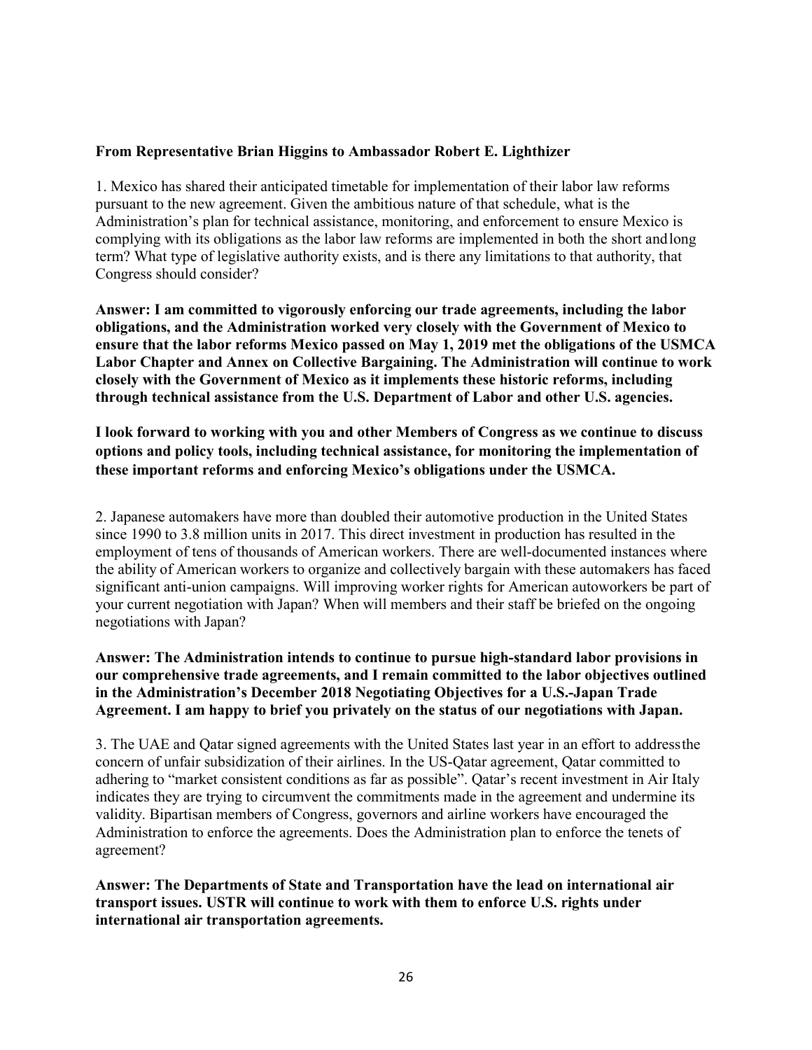**From Representative Brian Higgins to Ambassador Robert E. Lighthizer**

1. Mexico has shared their anticipated timetable for implementation of their labor law reforms pursuant to the new agreement. Given the ambitious nature of that schedule, what is the Administration's plan for technical assistance, monitoring, and enforcement to ensure Mexico is complying with its obligations as the labor law reforms are implemented in both the short and long term? What type of legislative authority exists, and is there any limitations to that authority, that Congress should consider?

**Answer: I am committed to vigorously enforcing our trade agreements, including the labor obligations, and the Administration worked very closely with the Government of Mexico to ensure that the labor reforms Mexico passed on May 1, 2019 met the obligations of the USMCA Labor Chapter and Annex on Collective Bargaining. The Administration will continue to work closely with the Government of Mexico as it implements these historic reforms, including through technical assistance from the U.S. Department of Labor and other U.S. agencies.**

**I look forward to working with you and other Members of Congress as we continue to discuss options and policy tools, including technical assistance, for monitoring the implementation of these important reforms and enforcing Mexico's obligations under the USMCA.**

2. Japanese automakers have more than doubled their automotive production in the United States since 1990 to 3.8 million units in 2017. This direct investment in production has resulted in the employment of tens of thousands of American workers. There are well-documented instances where the ability of American workers to organize and collectively bargain with these automakers has faced significant anti-union campaigns. Will improving worker rights for American autoworkers be part of your current negotiation with Japan? When will members and their staff be briefed on the ongoing negotiations with Japan?

**Answer: The Administration intends to continue to pursue high-standard labor provisions in our comprehensive trade agreements, and I remain committed to the labor objectives outlined in the Administration's December 2018 Negotiating Objectives for a U.S.-Japan Trade Agreement. I am happy to brief you privately on the status of our negotiations with Japan.**

3. The UAE and Qatar signed agreements with the United States last year in an effort to address the concern of unfair subsidization of their airlines. In the US-Qatar agreement, Qatar committed to adhering to "market consistent conditions as far as possible". Qatar's recent investment in Air Italy indicates they are trying to circumvent the commitments made in the agreement and undermine its validity. Bipartisan members of Congress, governors and airline workers have encouraged the Administration to enforce the agreements. Does the Administration plan to enforce the tenets of agreement?

**Answer: The Departments of State and Transportation have the lead on international air transport issues. USTR will continue to work with them to enforce U.S. rights under international air transportation agreements.**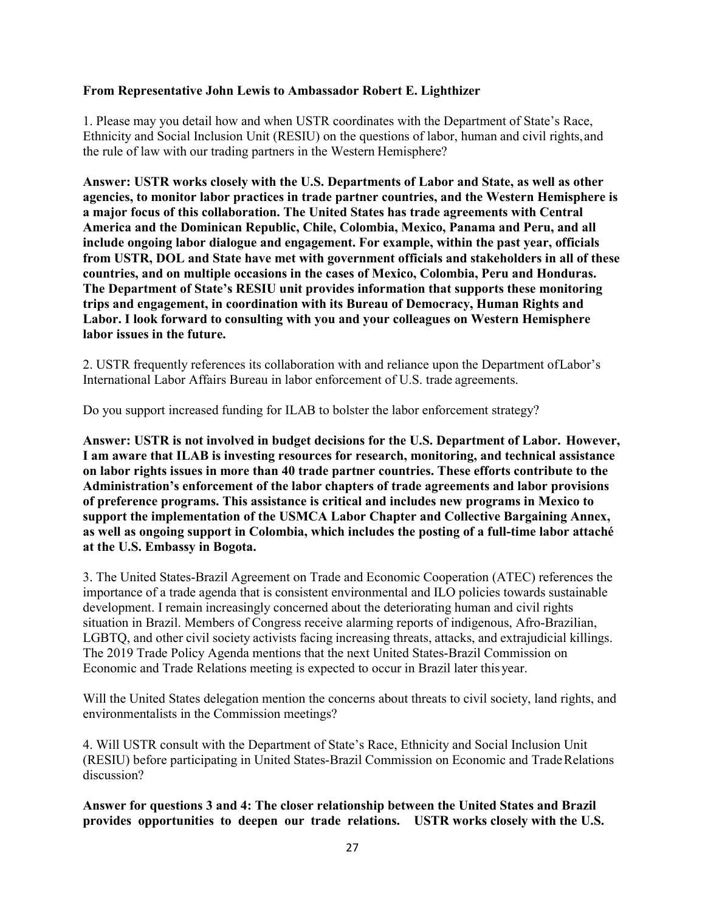**From Representative John Lewis to Ambassador Robert E. Lighthizer**

1. Please may you detail how and when USTR coordinates with the Department of State's Race, Ethnicity and Social Inclusion Unit (RESIU) on the questions of labor, human and civil rights, and the rule of law with our trading partners in the Western Hemisphere?

**Answer: USTR works closely with the U.S. Departments of Labor and State, as well as other agencies, to monitor labor practices in trade partner countries, and the Western Hemisphere is a major focus of this collaboration. The United States has trade agreements with Central America and the Dominican Republic, Chile, Colombia, Mexico, Panama and Peru, and all include ongoing labor dialogue and engagement. For example, within the past year, officials from USTR, DOL and State have met with government officials and stakeholders in all of these countries, and on multiple occasions in the cases of Mexico, Colombia, Peru and Honduras. The Department of State's RESIU unit provides information that supports these monitoring trips and engagement, in coordination with its Bureau of Democracy, Human Rights and Labor. I look forward to consulting with you and your colleagues on Western Hemisphere labor issues in the future.**

2. USTR frequently references its collaboration with and reliance upon the Department of Labor's International Labor Affairs Bureau in labor enforcement of U.S. trade agreements.

Do you support increased funding for ILAB to bolster the labor enforcement strategy?

**Answer: USTR is not involved in budget decisions for the U.S. Department of Labor. However, I am aware that ILAB is investing resources for research, monitoring, and technical assistance on labor rights issues in more than 40 trade partner countries. These efforts contribute to the Administration's enforcement of the labor chapters of trade agreements and labor provisions of preference programs. This assistance is critical and includes new programs in Mexico to support the implementation of the USMCA Labor Chapter and Collective Bargaining Annex, as well as ongoing support in Colombia, which includes the posting of a full-time labor attaché at the U.S. Embassy in Bogota.**

3. The United States-Brazil Agreement on Trade and Economic Cooperation (ATEC) references the importance of a trade agenda that is consistent environmental and ILO policies towards sustainable development. I remain increasingly concerned about the deteriorating human and civil rights situation in Brazil. Members of Congress receive alarming reports of indigenous, Afro-Brazilian, LGBTQ, and other civil society activists facing increasing threats, attacks, and extrajudicial killings. The 2019 Trade Policy Agenda mentions that the next United States-Brazil Commission on Economic and Trade Relations meeting is expected to occur in Brazil later this year.

Will the United States delegation mention the concerns about threats to civil society, land rights, and environmentalists in the Commission meetings?

4. Will USTR consult with the Department of State's Race, Ethnicity and Social Inclusion Unit (RESIU) before participating in United States-Brazil Commission on Economic and Trade Relations discussion?

**Answer for questions 3 and 4: The closer relationship between the United States and Brazil provides opportunities to deepen our trade relations. USTR works closely with the U.S.**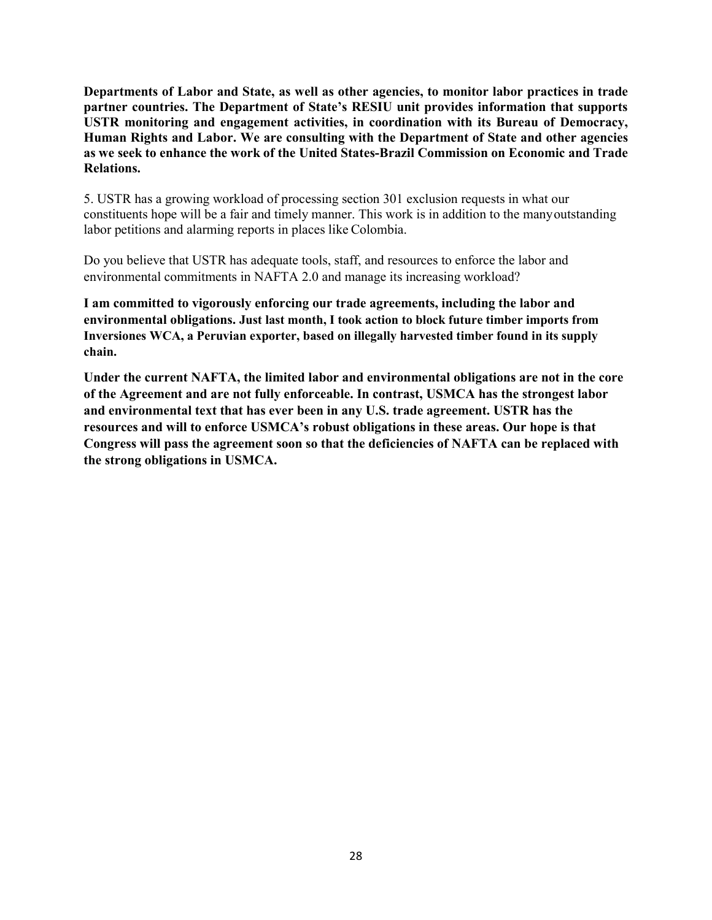**Departments of Labor and State, as well as other agencies, to monitor labor practices in trade partner countries. The Department of State's RESIU unit provides information that supports USTR monitoring and engagement activities, in coordination with its Bureau of Democracy, Human Rights and Labor. We are consulting with the Department of State and other agencies as we seek to enhance the work of the United States-Brazil Commission on Economic and Trade Relations.**

5. USTR has a growing workload of processing section 301 exclusion requests in what our constituents hope will be a fair and timely manner. This work is in addition to the many outstanding labor petitions and alarming reports in places like Colombia.

Do you believe that USTR has adequate tools, staff, and resources to enforce the labor and environmental commitments in NAFTA 2.0 and manage its increasing workload?

**I am committed to vigorously enforcing our trade agreements, including the labor and environmental obligations. Just last month, I took action to block future timber imports from Inversiones WCA, a Peruvian exporter, based on illegally harvested timber found in its supply chain.**

**Under the current NAFTA, the limited labor and environmental obligations are not in the core of the Agreement and are not fully enforceable. In contrast, USMCA has the strongest labor and environmental text that has ever been in any U.S. trade agreement. USTR has the resources and will to enforce USMCA's robust obligations in these areas. Our hope is that Congress will pass the agreement soon so that the deficiencies of NAFTA can be replaced with the strong obligations in USMCA.**